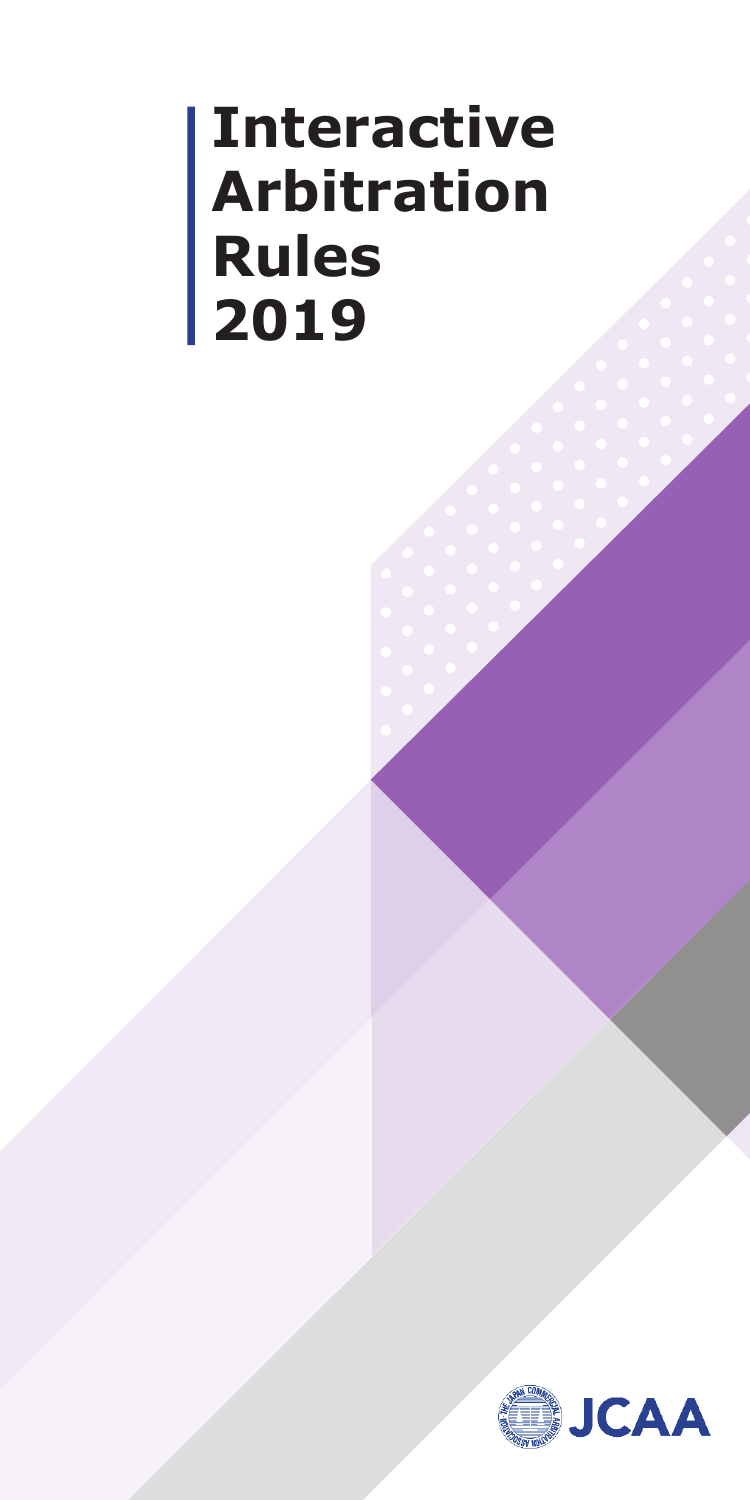# Interactive Arbitration Rules 2019

JCAA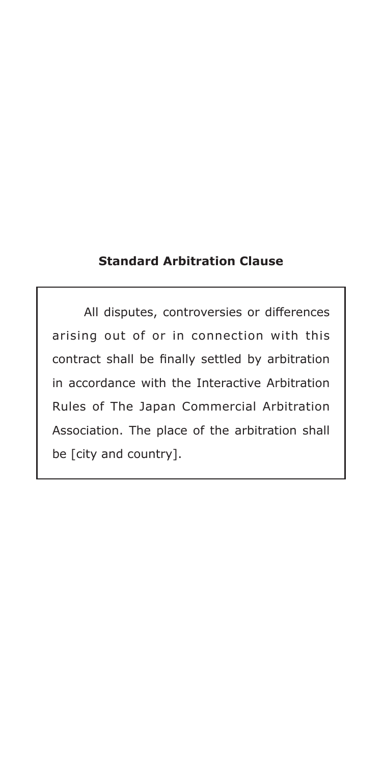## Standard Arbitration Clause

All disputes, controversies or differences arising out of or in connection with this contract shall be finally settled by arbitration in accordance with the Interactive Arbitration Rules of The Japan Commercial Arbitration Association. The place of the arbitration shall be [city and country].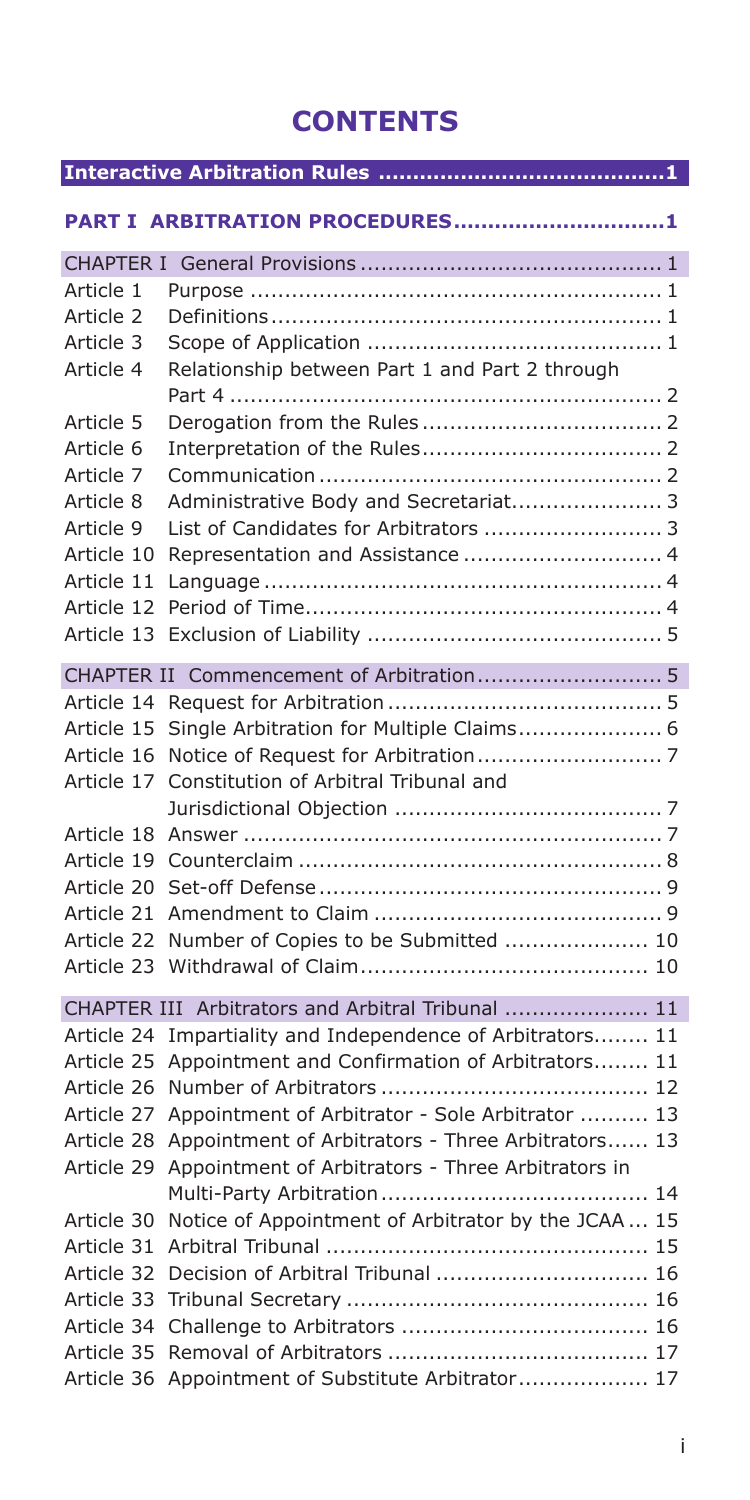# CONTENTS

**Interactive Arbitration Rules ........................................1**

## PART I ARBITRATION PROCEDURES..............................1

| | | |
|---|---|---|
| CHAPTER I | General Provisions | 1 |
| Article 1 | Purpose | 1 |
| Article 2 | Definitions | 1 |
| Article 3 | Scope of Application | 1 |
| Article 4 | Relationship between Part 1 and Part 2 through Part 4 | 2 |
| Article 5 | Derogation from the Rules | 2 |
| Article 6 | Interpretation of the Rules | 2 |
| Article 7 | Communication | 2 |
| Article 8 | Administrative Body and Secretariat | 3 |
| Article 9 | List of Candidates for Arbitrators | 3 |
| Article 10 | Representation and Assistance | 4 |
| Article 11 | Language | 4 |
| Article 12 | Period of Time | 4 |
| Article 13 | Exclusion of Liability | 5 |
| CHAPTER II | Commencement of Arbitration | 5 |
| Article 14 | Request for Arbitration | 5 |
| Article 15 | Single Arbitration for Multiple Claims | 6 |
| Article 16 | Notice of Request for Arbitration | 7 |
| Article 17 | Constitution of Arbitral Tribunal and Jurisdictional Objection | 7 |
| Article 18 | Answer | 7 |
| Article 19 | Counterclaim | 8 |
| Article 20 | Set-off Defense | 9 |
| Article 21 | Amendment to Claim | 9 |
| Article 22 | Number of Copies to be Submitted | 10 |
| Article 23 | Withdrawal of Claim | 10 |
| CHAPTER III | Arbitrators and Arbitral Tribunal | 11 |
| Article 24 | Impartiality and Independence of Arbitrators | 11 |
| Article 25 | Appointment and Confirmation of Arbitrators | 11 |
| Article 26 | Number of Arbitrators | 12 |
| Article 27 | Appointment of Arbitrator - Sole Arbitrator | 13 |
| Article 28 | Appointment of Arbitrators - Three Arbitrators | 13 |
| Article 29 | Appointment of Arbitrators - Three Arbitrators in Multi-Party Arbitration | 14 |
| Article 30 | Notice of Appointment of Arbitrator by the JCAA | 15 |
| Article 31 | Arbitral Tribunal | 15 |
| Article 32 | Decision of Arbitral Tribunal | 16 |
| Article 33 | Tribunal Secretary | 16 |
| Article 34 | Challenge to Arbitrators | 16 |
| Article 35 | Removal of Arbitrators | 17 |
| Article 36 | Appointment of Substitute Arbitrator | 17 |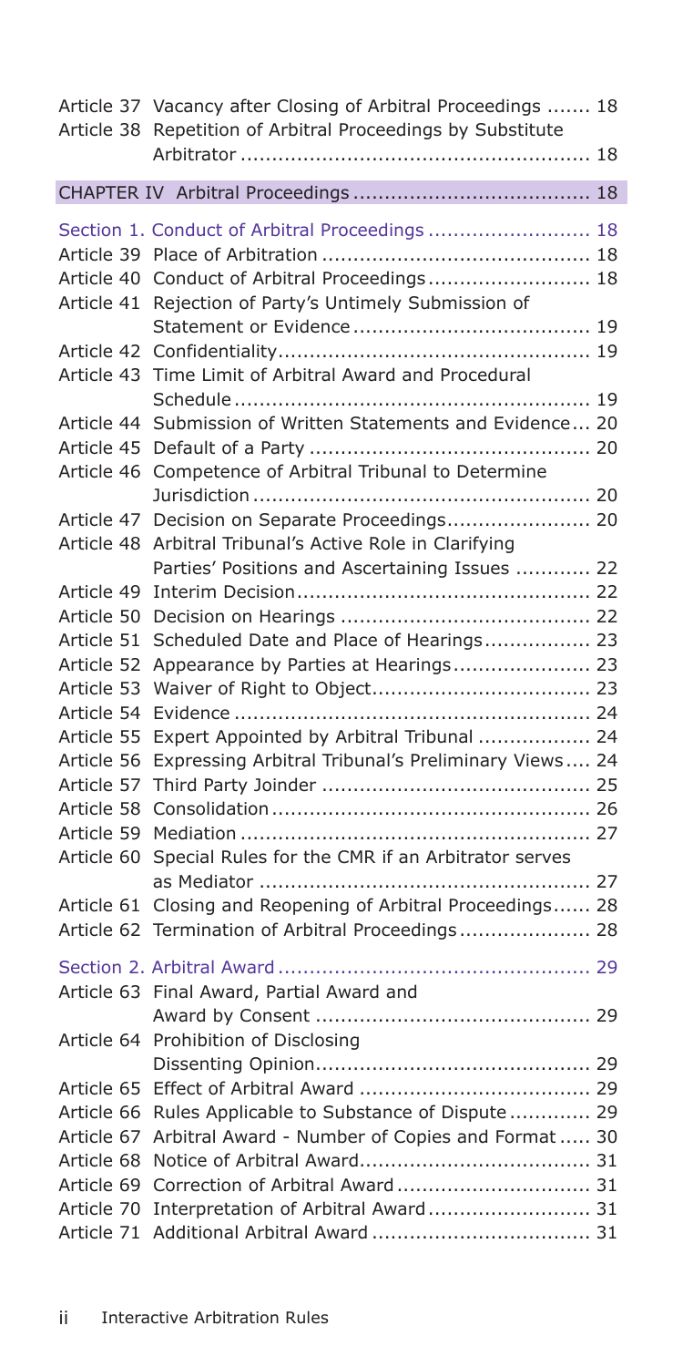| | | |
|---|---|---|
| Article 37 | Vacancy after Closing of Arbitral Proceedings | 18 |
| Article 38 | Repetition of Arbitral Proceedings by Substitute Arbitrator | 18 |

## CHAPTER IV Arbitral Proceedings ........ 18

### Section 1. Conduct of Arbitral Proceedings ........ 18

| | | |
|---|---|---|
| Article 39 | Place of Arbitration | 18 |
| Article 40 | Conduct of Arbitral Proceedings | 18 |
| Article 41 | Rejection of Party's Untimely Submission of Statement or Evidence | 19 |
| Article 42 | Confidentiality | 19 |
| Article 43 | Time Limit of Arbitral Award and Procedural Schedule | 19 |
| Article 44 | Submission of Written Statements and Evidence | 20 |
| Article 45 | Default of a Party | 20 |
| Article 46 | Competence of Arbitral Tribunal to Determine Jurisdiction | 20 |
| Article 47 | Decision on Separate Proceedings | 20 |
| Article 48 | Arbitral Tribunal's Active Role in Clarifying Parties' Positions and Ascertaining Issues | 22 |
| Article 49 | Interim Decision | 22 |
| Article 50 | Decision on Hearings | 22 |
| Article 51 | Scheduled Date and Place of Hearings | 23 |
| Article 52 | Appearance by Parties at Hearings | 23 |
| Article 53 | Waiver of Right to Object | 23 |
| Article 54 | Evidence | 24 |
| Article 55 | Expert Appointed by Arbitral Tribunal | 24 |
| Article 56 | Expressing Arbitral Tribunal's Preliminary Views | 24 |
| Article 57 | Third Party Joinder | 25 |
| Article 58 | Consolidation | 26 |
| Article 59 | Mediation | 27 |
| Article 60 | Special Rules for the CMR if an Arbitrator serves as Mediator | 27 |
| Article 61 | Closing and Reopening of Arbitral Proceedings | 28 |
| Article 62 | Termination of Arbitral Proceedings | 28 |

### Section 2. Arbitral Award ........ 29

| | | |
|---|---|---|
| Article 63 | Final Award, Partial Award and Award by Consent | 29 |
| Article 64 | Prohibition of Disclosing Dissenting Opinion | 29 |
| Article 65 | Effect of Arbitral Award | 29 |
| Article 66 | Rules Applicable to Substance of Dispute | 29 |
| Article 67 | Arbitral Award - Number of Copies and Format | 30 |
| Article 68 | Notice of Arbitral Award | 31 |
| Article 69 | Correction of Arbitral Award | 31 |
| Article 70 | Interpretation of Arbitral Award | 31 |
| Article 71 | Additional Arbitral Award | 31 |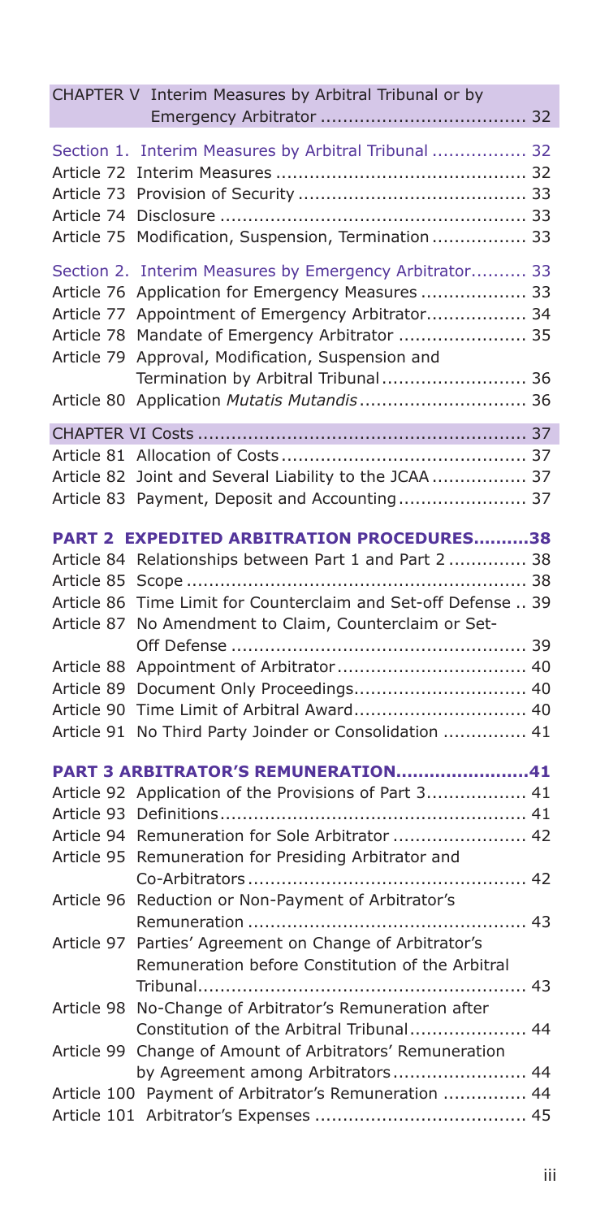CHAPTER V Interim Measures by Arbitral Tribunal or by Emergency Arbitrator ..................................... 32

Section 1. Interim Measures by Arbitral Tribunal ................. 32
Article 72 Interim Measures ............................................ 32
Article 73 Provision of Security ........................................ 33
Article 74 Disclosure ....................................................... 33
Article 75 Modification, Suspension, Termination ................. 33

Section 2. Interim Measures by Emergency Arbitrator.......... 33
Article 76 Application for Emergency Measures ................... 33
Article 77 Appointment of Emergency Arbitrator.................. 34
Article 78 Mandate of Emergency Arbitrator ....................... 35
Article 79 Approval, Modification, Suspension and Termination by Arbitral Tribunal.......................... 36
Article 80 Application *Mutatis Mutandis*.............................. 36

CHAPTER VI Costs ........................................................... 37
Article 81 Allocation of Costs............................................ 37
Article 82 Joint and Several Liability to the JCAA ................ 37
Article 83 Payment, Deposit and Accounting....................... 37

**PART 2 EXPEDITED ARBITRATION PROCEDURES..........38**
Article 84 Relationships between Part 1 and Part 2 .............. 38
Article 85 Scope ............................................................. 38
Article 86 Time Limit for Counterclaim and Set-off Defense .. 39
Article 87 No Amendment to Claim, Counterclaim or Set-Off Defense ..................................................... 39
Article 88 Appointment of Arbitrator.................................. 40
Article 89 Document Only Proceedings............................... 40
Article 90 Time Limit of Arbitral Award............................... 40
Article 91 No Third Party Joinder or Consolidation ............... 41

**PART 3 ARBITRATOR'S REMUNERATION.......................41**
Article 92 Application of the Provisions of Part 3.................. 41
Article 93 Definitions....................................................... 41
Article 94 Remuneration for Sole Arbitrator ........................ 42
Article 95 Remuneration for Presiding Arbitrator and Co-Arbitrators .................................................. 42
Article 96 Reduction or Non-Payment of Arbitrator's Remuneration .................................................. 43
Article 97 Parties' Agreement on Change of Arbitrator's Remuneration before Constitution of the Arbitral Tribunal........................................................... 43
Article 98 No-Change of Arbitrator's Remuneration after Constitution of the Arbitral Tribunal..................... 44
Article 99 Change of Amount of Arbitrators' Remuneration by Agreement among Arbitrators........................ 44
Article 100 Payment of Arbitrator's Remuneration ............... 44
Article 101 Arbitrator's Expenses ...................................... 45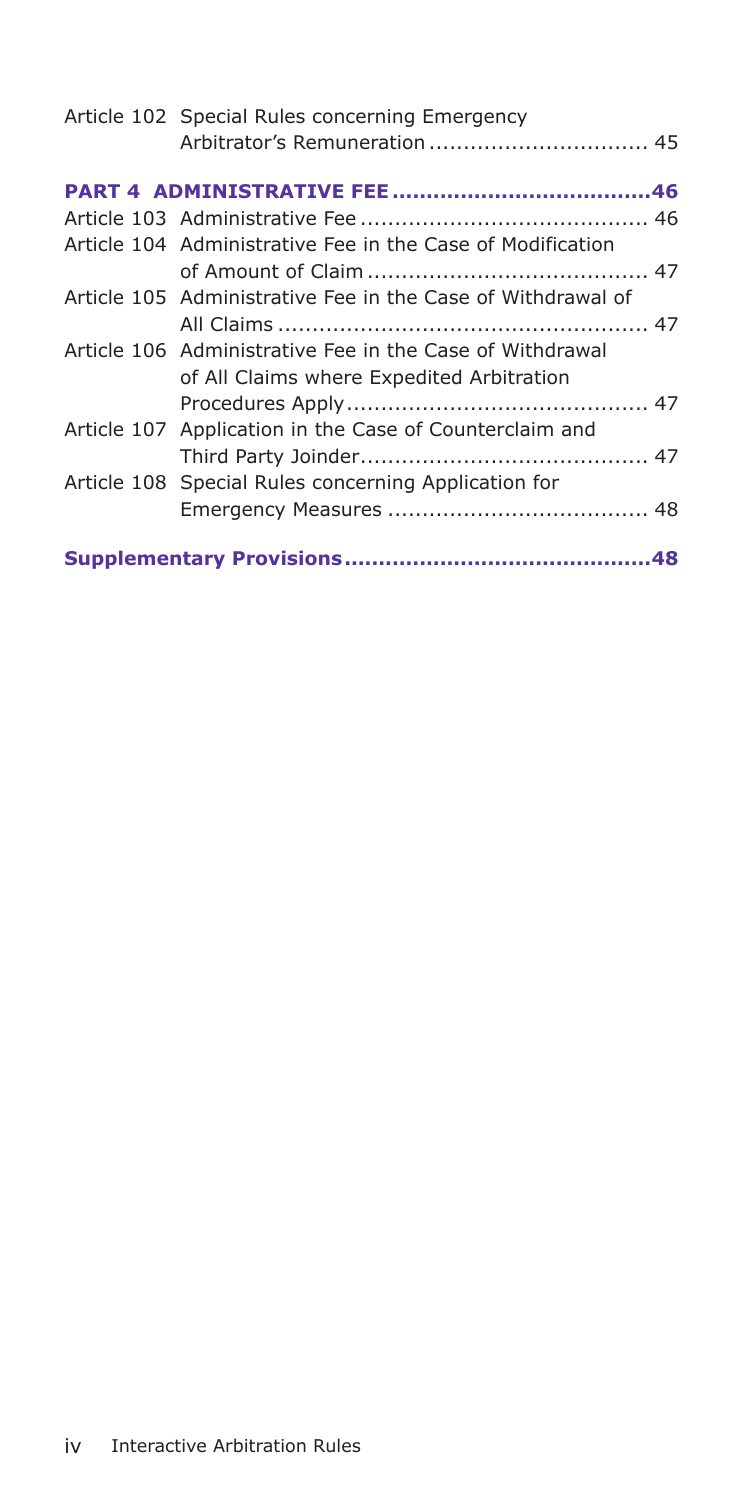Article 102 Special Rules concerning Emergency Arbitrator's Remuneration ................................ 45

**PART 4 ADMINISTRATIVE FEE ......................................46**

Article 103 Administrative Fee .......................................... 46

Article 104 Administrative Fee in the Case of Modification of Amount of Claim ......................................... 47

Article 105 Administrative Fee in the Case of Withdrawal of All Claims ...................................................... 47

Article 106 Administrative Fee in the Case of Withdrawal of All Claims where Expedited Arbitration Procedures Apply ............................................ 47

Article 107 Application in the Case of Counterclaim and Third Party Joinder .......................................... 47

Article 108 Special Rules concerning Application for Emergency Measures ...................................... 48

**Supplementary Provisions ............................................48**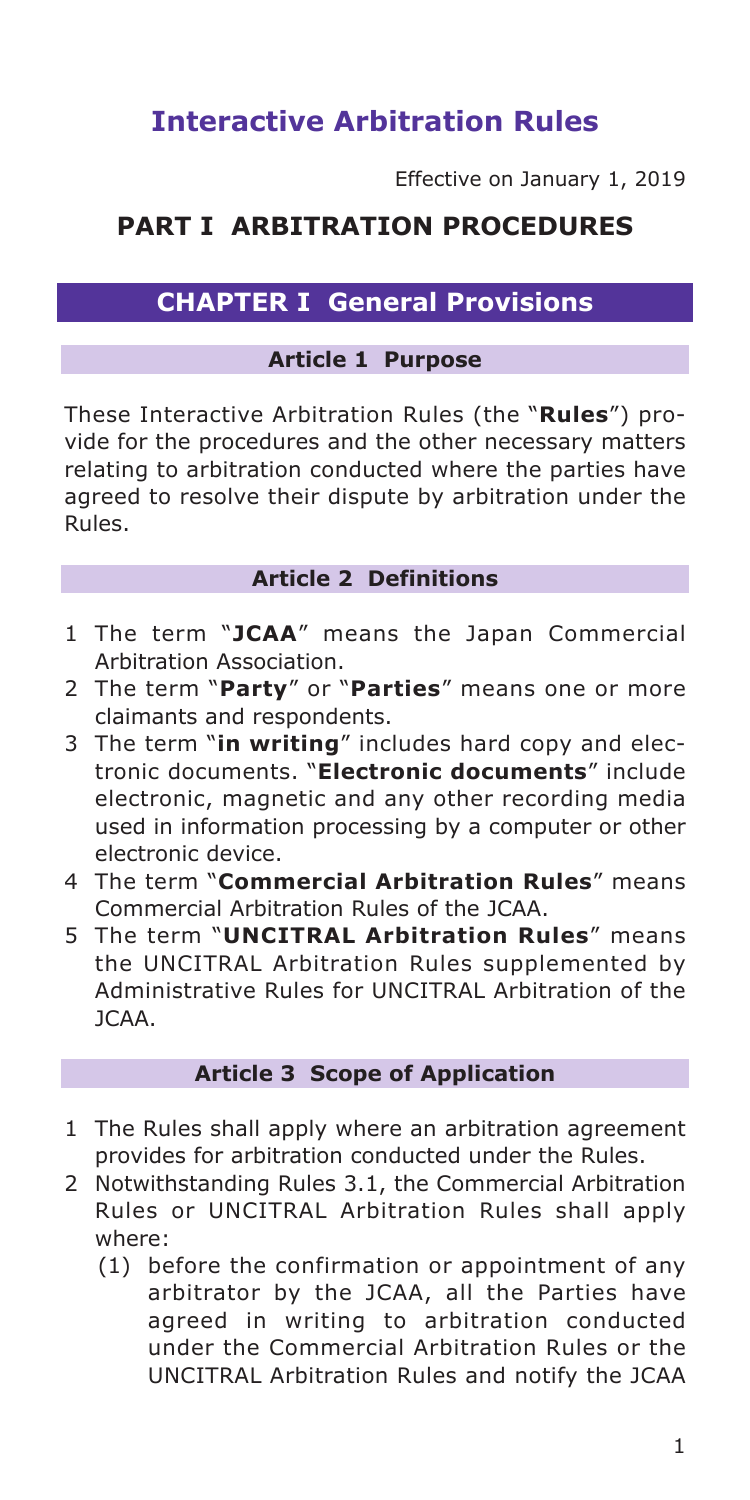# Interactive Arbitration Rules

Effective on January 1, 2019

## PART I ARBITRATION PROCEDURES

### CHAPTER I General Provisions

#### Article 1 Purpose

These Interactive Arbitration Rules (the "**Rules**") provide for the procedures and the other necessary matters relating to arbitration conducted where the parties have agreed to resolve their dispute by arbitration under the Rules.

#### Article 2 Definitions

1 The term "**JCAA**" means the Japan Commercial Arbitration Association.

2 The term "**Party**" or "**Parties**" means one or more claimants and respondents.

3 The term "**in writing**" includes hard copy and electronic documents. "**Electronic documents**" include electronic, magnetic and any other recording media used in information processing by a computer or other electronic device.

4 The term "**Commercial Arbitration Rules**" means Commercial Arbitration Rules of the JCAA.

5 The term "**UNCITRAL Arbitration Rules**" means the UNCITRAL Arbitration Rules supplemented by Administrative Rules for UNCITRAL Arbitration of the JCAA.

#### Article 3 Scope of Application

1 The Rules shall apply where an arbitration agreement provides for arbitration conducted under the Rules.

2 Notwithstanding Rules 3.1, the Commercial Arbitration Rules or UNCITRAL Arbitration Rules shall apply where:

(1) before the confirmation or appointment of any arbitrator by the JCAA, all the Parties have agreed in writing to arbitration conducted under the Commercial Arbitration Rules or the UNCITRAL Arbitration Rules and notify the JCAA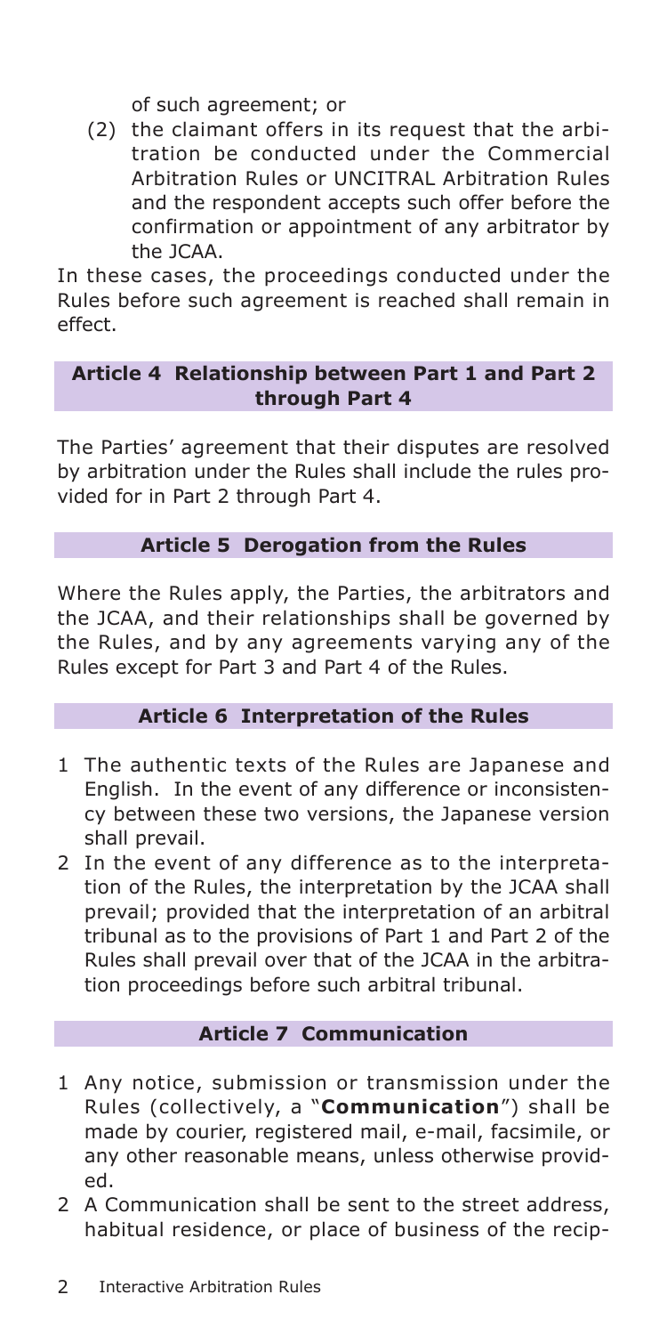of such agreement; or

(2) the claimant offers in its request that the arbitration be conducted under the Commercial Arbitration Rules or UNCITRAL Arbitration Rules and the respondent accepts such offer before the confirmation or appointment of any arbitrator by the JCAA.

In these cases, the proceedings conducted under the Rules before such agreement is reached shall remain in effect.

## Article 4 Relationship between Part 1 and Part 2 through Part 4

The Parties' agreement that their disputes are resolved by arbitration under the Rules shall include the rules provided for in Part 2 through Part 4.

## Article 5 Derogation from the Rules

Where the Rules apply, the Parties, the arbitrators and the JCAA, and their relationships shall be governed by the Rules, and by any agreements varying any of the Rules except for Part 3 and Part 4 of the Rules.

## Article 6 Interpretation of the Rules

1 The authentic texts of the Rules are Japanese and English. In the event of any difference or inconsistency between these two versions, the Japanese version shall prevail.

2 In the event of any difference as to the interpretation of the Rules, the interpretation by the JCAA shall prevail; provided that the interpretation of an arbitral tribunal as to the provisions of Part 1 and Part 2 of the Rules shall prevail over that of the JCAA in the arbitration proceedings before such arbitral tribunal.

## Article 7 Communication

1 Any notice, submission or transmission under the Rules (collectively, a "**Communication**") shall be made by courier, registered mail, e-mail, facsimile, or any other reasonable means, unless otherwise provided.

2 A Communication shall be sent to the street address, habitual residence, or place of business of the recip-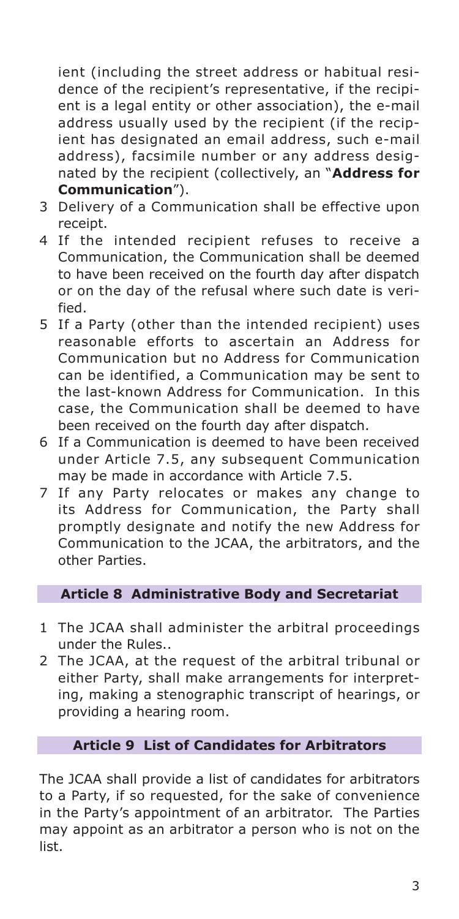ient (including the street address or habitual residence of the recipient's representative, if the recipient is a legal entity or other association), the e-mail address usually used by the recipient (if the recipient has designated an email address, such e-mail address), facsimile number or any address designated by the recipient (collectively, an "**Address for Communication**").

3 Delivery of a Communication shall be effective upon receipt.

4 If the intended recipient refuses to receive a Communication, the Communication shall be deemed to have been received on the fourth day after dispatch or on the day of the refusal where such date is verified.

5 If a Party (other than the intended recipient) uses reasonable efforts to ascertain an Address for Communication but no Address for Communication can be identified, a Communication may be sent to the last-known Address for Communication. In this case, the Communication shall be deemed to have been received on the fourth day after dispatch.

6 If a Communication is deemed to have been received under Article 7.5, any subsequent Communication may be made in accordance with Article 7.5.

7 If any Party relocates or makes any change to its Address for Communication, the Party shall promptly designate and notify the new Address for Communication to the JCAA, the arbitrators, and the other Parties.

## Article 8 Administrative Body and Secretariat

1 The JCAA shall administer the arbitral proceedings under the Rules..

2 The JCAA, at the request of the arbitral tribunal or either Party, shall make arrangements for interpreting, making a stenographic transcript of hearings, or providing a hearing room.

## Article 9 List of Candidates for Arbitrators

The JCAA shall provide a list of candidates for arbitrators to a Party, if so requested, for the sake of convenience in the Party's appointment of an arbitrator. The Parties may appoint as an arbitrator a person who is not on the list.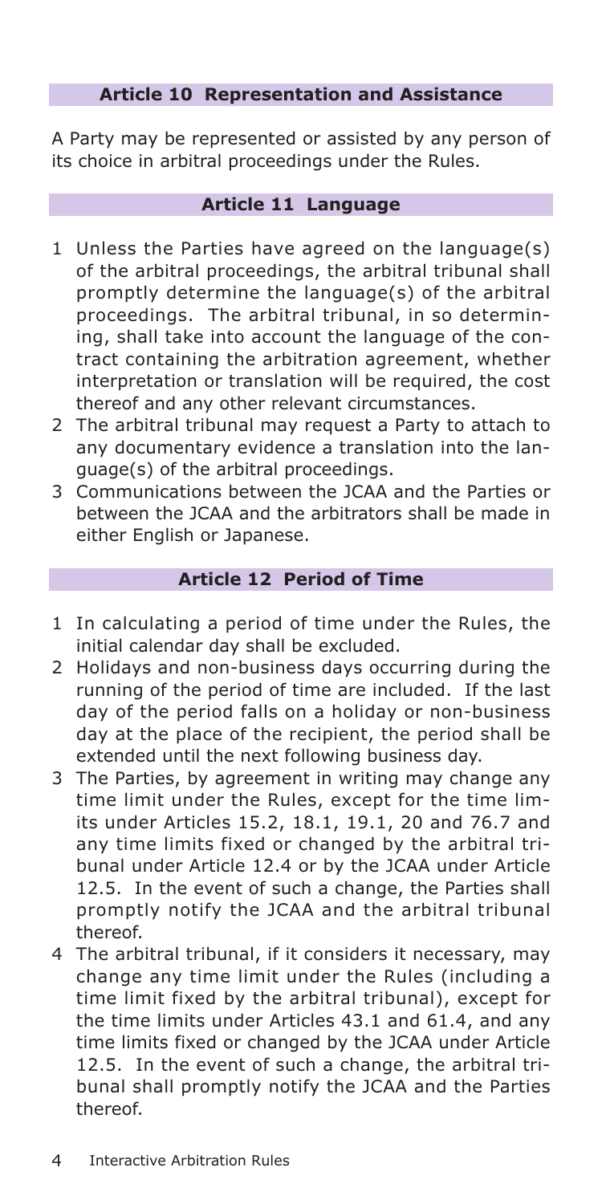## Article 10 Representation and Assistance

A Party may be represented or assisted by any person of its choice in arbitral proceedings under the Rules.

## Article 11 Language

1 Unless the Parties have agreed on the language(s) of the arbitral proceedings, the arbitral tribunal shall promptly determine the language(s) of the arbitral proceedings. The arbitral tribunal, in so determining, shall take into account the language of the contract containing the arbitration agreement, whether interpretation or translation will be required, the cost thereof and any other relevant circumstances.
2 The arbitral tribunal may request a Party to attach to any documentary evidence a translation into the language(s) of the arbitral proceedings.
3 Communications between the JCAA and the Parties or between the JCAA and the arbitrators shall be made in either English or Japanese.

## Article 12 Period of Time

1 In calculating a period of time under the Rules, the initial calendar day shall be excluded.
2 Holidays and non-business days occurring during the running of the period of time are included. If the last day of the period falls on a holiday or non-business day at the place of the recipient, the period shall be extended until the next following business day.
3 The Parties, by agreement in writing may change any time limit under the Rules, except for the time limits under Articles 15.2, 18.1, 19.1, 20 and 76.7 and any time limits fixed or changed by the arbitral tribunal under Article 12.4 or by the JCAA under Article 12.5. In the event of such a change, the Parties shall promptly notify the JCAA and the arbitral tribunal thereof.
4 The arbitral tribunal, if it considers it necessary, may change any time limit under the Rules (including a time limit fixed by the arbitral tribunal), except for the time limits under Articles 43.1 and 61.4, and any time limits fixed or changed by the JCAA under Article 12.5. In the event of such a change, the arbitral tribunal shall promptly notify the JCAA and the Parties thereof.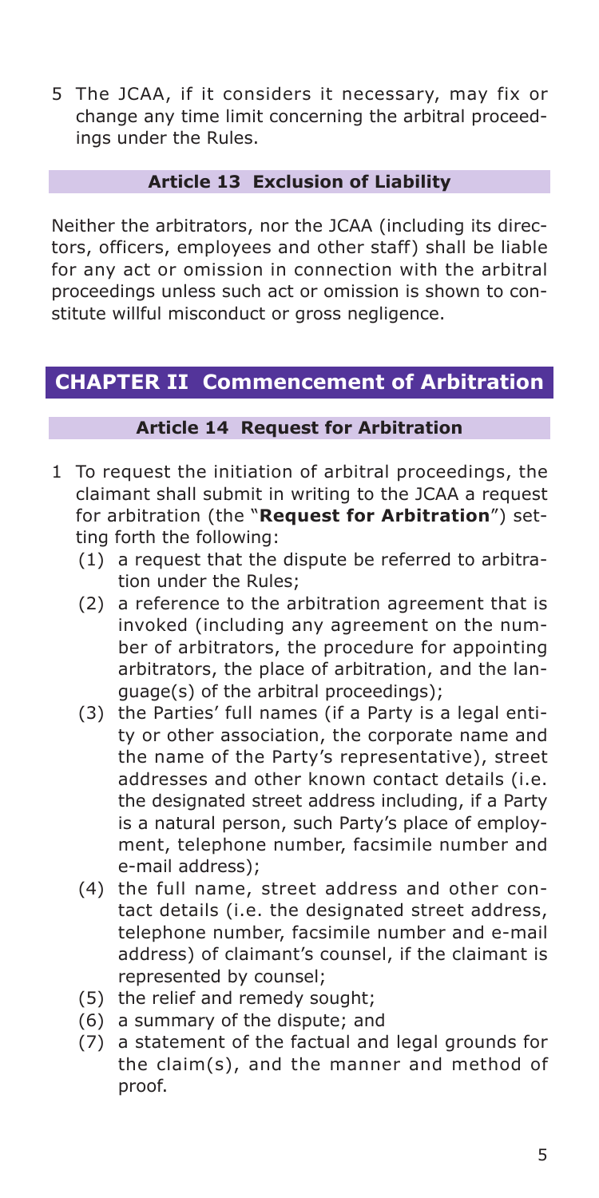5 The JCAA, if it considers it necessary, may fix or change any time limit concerning the arbitral proceedings under the Rules.

### Article 13 Exclusion of Liability

Neither the arbitrators, nor the JCAA (including its directors, officers, employees and other staff) shall be liable for any act or omission in connection with the arbitral proceedings unless such act or omission is shown to constitute willful misconduct or gross negligence.

## CHAPTER II Commencement of Arbitration

### Article 14 Request for Arbitration

1 To request the initiation of arbitral proceedings, the claimant shall submit in writing to the JCAA a request for arbitration (the "**Request for Arbitration**") setting forth the following:
   (1) a request that the dispute be referred to arbitration under the Rules;
   (2) a reference to the arbitration agreement that is invoked (including any agreement on the number of arbitrators, the procedure for appointing arbitrators, the place of arbitration, and the language(s) of the arbitral proceedings);
   (3) the Parties' full names (if a Party is a legal entity or other association, the corporate name and the name of the Party's representative), street addresses and other known contact details (i.e. the designated street address including, if a Party is a natural person, such Party's place of employment, telephone number, facsimile number and e-mail address);
   (4) the full name, street address and other contact details (i.e. the designated street address, telephone number, facsimile number and e-mail address) of claimant's counsel, if the claimant is represented by counsel;
   (5) the relief and remedy sought;
   (6) a summary of the dispute; and
   (7) a statement of the factual and legal grounds for the claim(s), and the manner and method of proof.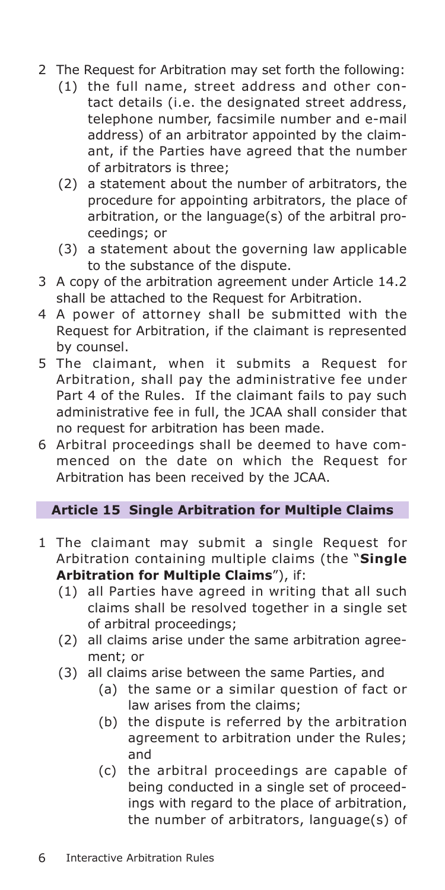2 The Request for Arbitration may set forth the following:
   (1) the full name, street address and other contact details (i.e. the designated street address, telephone number, facsimile number and e-mail address) of an arbitrator appointed by the claimant, if the Parties have agreed that the number of arbitrators is three;
   (2) a statement about the number of arbitrators, the procedure for appointing arbitrators, the place of arbitration, or the language(s) of the arbitral proceedings; or
   (3) a statement about the governing law applicable to the substance of the dispute.

3 A copy of the arbitration agreement under Article 14.2 shall be attached to the Request for Arbitration.

4 A power of attorney shall be submitted with the Request for Arbitration, if the claimant is represented by counsel.

5 The claimant, when it submits a Request for Arbitration, shall pay the administrative fee under Part 4 of the Rules. If the claimant fails to pay such administrative fee in full, the JCAA shall consider that no request for arbitration has been made.

6 Arbitral proceedings shall be deemed to have commenced on the date on which the Request for Arbitration has been received by the JCAA.

### Article 15 Single Arbitration for Multiple Claims

1 The claimant may submit a single Request for Arbitration containing multiple claims (the "**Single Arbitration for Multiple Claims**"), if:
   (1) all Parties have agreed in writing that all such claims shall be resolved together in a single set of arbitral proceedings;
   (2) all claims arise under the same arbitration agreement; or
   (3) all claims arise between the same Parties, and
      (a) the same or a similar question of fact or law arises from the claims;
      (b) the dispute is referred by the arbitration agreement to arbitration under the Rules; and
      (c) the arbitral proceedings are capable of being conducted in a single set of proceedings with regard to the place of arbitration, the number of arbitrators, language(s) of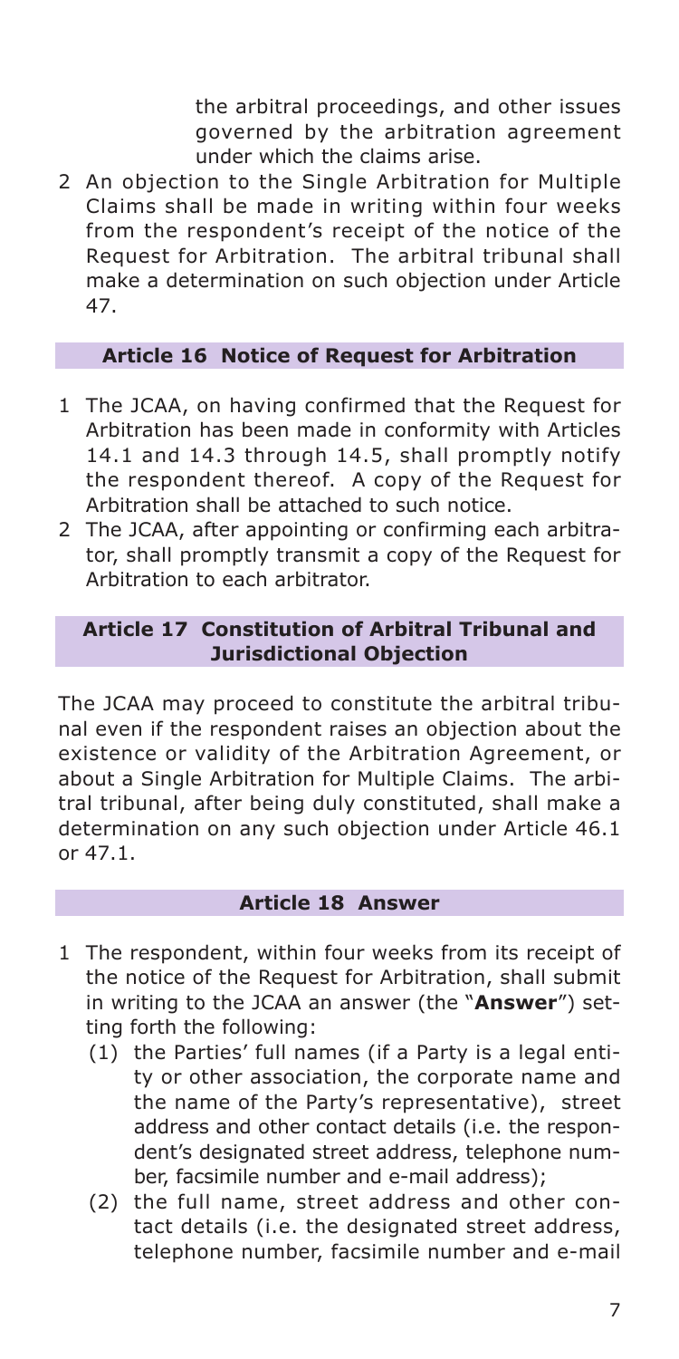the arbitral proceedings, and other issues governed by the arbitration agreement under which the claims arise.

2 An objection to the Single Arbitration for Multiple Claims shall be made in writing within four weeks from the respondent's receipt of the notice of the Request for Arbitration. The arbitral tribunal shall make a determination on such objection under Article 47.

### Article 16 Notice of Request for Arbitration

1 The JCAA, on having confirmed that the Request for Arbitration has been made in conformity with Articles 14.1 and 14.3 through 14.5, shall promptly notify the respondent thereof. A copy of the Request for Arbitration shall be attached to such notice.

2 The JCAA, after appointing or confirming each arbitrator, shall promptly transmit a copy of the Request for Arbitration to each arbitrator.

### Article 17 Constitution of Arbitral Tribunal and Jurisdictional Objection

The JCAA may proceed to constitute the arbitral tribunal even if the respondent raises an objection about the existence or validity of the Arbitration Agreement, or about a Single Arbitration for Multiple Claims. The arbitral tribunal, after being duly constituted, shall make a determination on any such objection under Article 46.1 or 47.1.

### Article 18 Answer

1 The respondent, within four weeks from its receipt of the notice of the Request for Arbitration, shall submit in writing to the JCAA an answer (the "**Answer**") setting forth the following:
   (1) the Parties' full names (if a Party is a legal entity or other association, the corporate name and the name of the Party's representative), street address and other contact details (i.e. the respondent's designated street address, telephone number, facsimile number and e-mail address);
   (2) the full name, street address and other contact details (i.e. the designated street address, telephone number, facsimile number and e-mail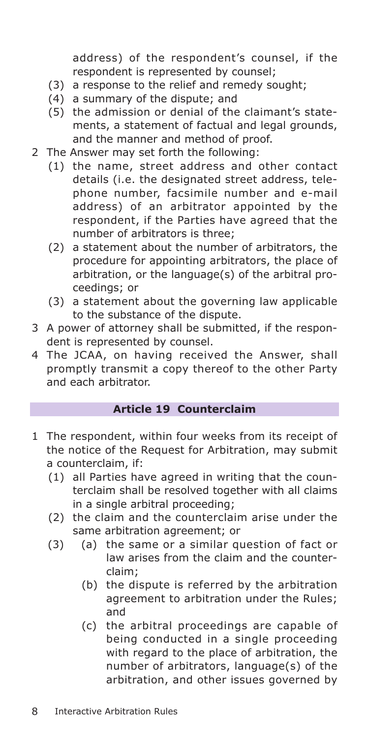address) of the respondent's counsel, if the respondent is represented by counsel;

(3) a response to the relief and remedy sought;

(4) a summary of the dispute; and

(5) the admission or denial of the claimant's statements, a statement of factual and legal grounds, and the manner and method of proof.

2 The Answer may set forth the following:

(1) the name, street address and other contact details (i.e. the designated street address, telephone number, facsimile number and e-mail address) of an arbitrator appointed by the respondent, if the Parties have agreed that the number of arbitrators is three;

(2) a statement about the number of arbitrators, the procedure for appointing arbitrators, the place of arbitration, or the language(s) of the arbitral proceedings; or

(3) a statement about the governing law applicable to the substance of the dispute.

3 A power of attorney shall be submitted, if the respondent is represented by counsel.

4 The JCAA, on having received the Answer, shall promptly transmit a copy thereof to the other Party and each arbitrator.

## Article 19 Counterclaim

1 The respondent, within four weeks from its receipt of the notice of the Request for Arbitration, may submit a counterclaim, if:

(1) all Parties have agreed in writing that the counterclaim shall be resolved together with all claims in a single arbitral proceeding;

(2) the claim and the counterclaim arise under the same arbitration agreement; or

(3) (a) the same or a similar question of fact or law arises from the claim and the counterclaim;

(b) the dispute is referred by the arbitration agreement to arbitration under the Rules; and

(c) the arbitral proceedings are capable of being conducted in a single proceeding with regard to the place of arbitration, the number of arbitrators, language(s) of the arbitration, and other issues governed by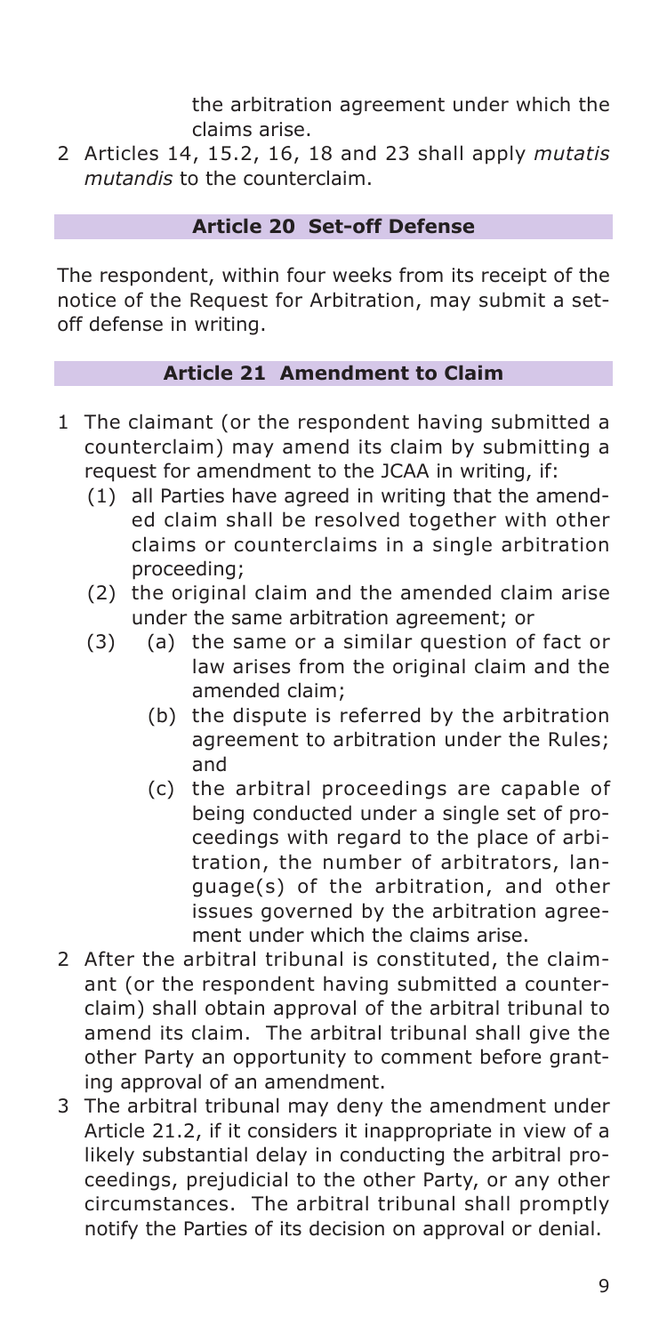the arbitration agreement under which the claims arise.

2 Articles 14, 15.2, 16, 18 and 23 shall apply *mutatis mutandis* to the counterclaim.

## Article 20 Set-off Defense

The respondent, within four weeks from its receipt of the notice of the Request for Arbitration, may submit a set-off defense in writing.

## Article 21 Amendment to Claim

1 The claimant (or the respondent having submitted a counterclaim) may amend its claim by submitting a request for amendment to the JCAA in writing, if:
   (1) all Parties have agreed in writing that the amended claim shall be resolved together with other claims or counterclaims in a single arbitration proceeding;
   (2) the original claim and the amended claim arise under the same arbitration agreement; or
   (3) (a) the same or a similar question of fact or law arises from the original claim and the amended claim;
      (b) the dispute is referred by the arbitration agreement to arbitration under the Rules; and
      (c) the arbitral proceedings are capable of being conducted under a single set of proceedings with regard to the place of arbitration, the number of arbitrators, language(s) of the arbitration, and other issues governed by the arbitration agreement under which the claims arise.

2 After the arbitral tribunal is constituted, the claimant (or the respondent having submitted a counterclaim) shall obtain approval of the arbitral tribunal to amend its claim. The arbitral tribunal shall give the other Party an opportunity to comment before granting approval of an amendment.

3 The arbitral tribunal may deny the amendment under Article 21.2, if it considers it inappropriate in view of a likely substantial delay in conducting the arbitral proceedings, prejudicial to the other Party, or any other circumstances. The arbitral tribunal shall promptly notify the Parties of its decision on approval or denial.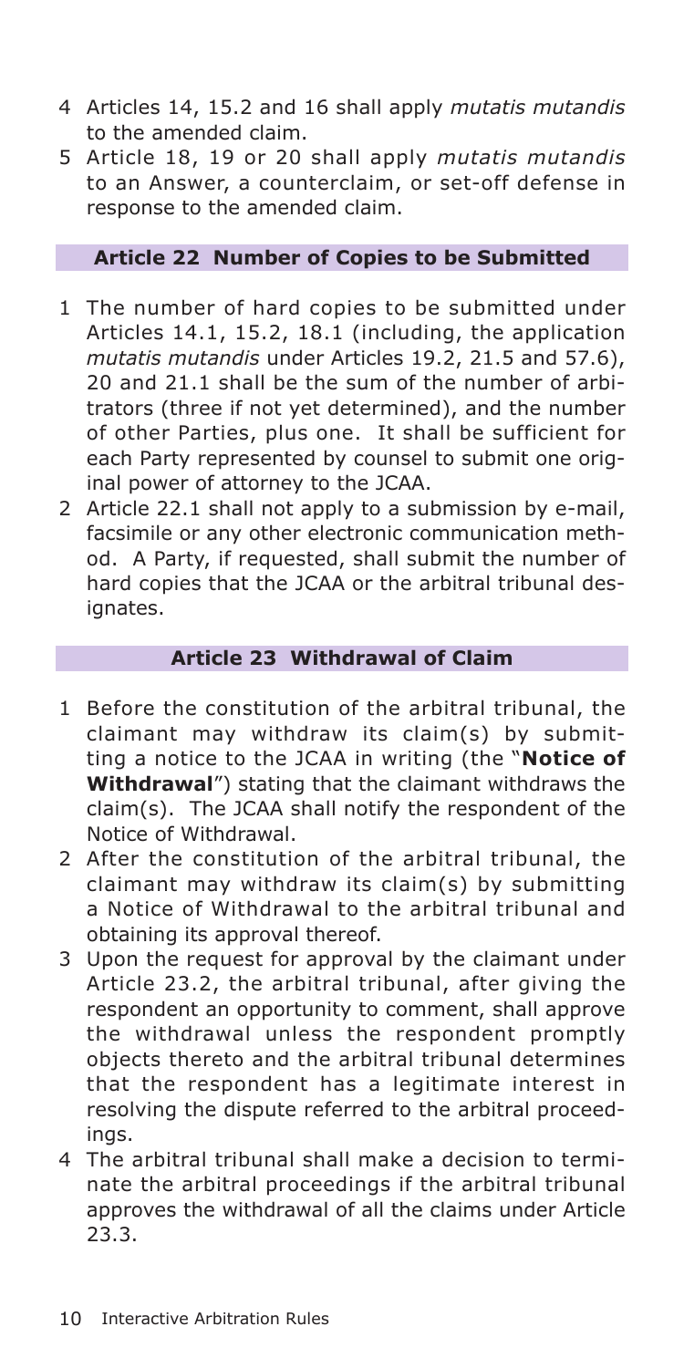4 Articles 14, 15.2 and 16 shall apply *mutatis mutandis* to the amended claim.

5 Article 18, 19 or 20 shall apply *mutatis mutandis* to an Answer, a counterclaim, or set-off defense in response to the amended claim.

### Article 22 Number of Copies to be Submitted

1 The number of hard copies to be submitted under Articles 14.1, 15.2, 18.1 (including, the application *mutatis mutandis* under Articles 19.2, 21.5 and 57.6), 20 and 21.1 shall be the sum of the number of arbitrators (three if not yet determined), and the number of other Parties, plus one. It shall be sufficient for each Party represented by counsel to submit one original power of attorney to the JCAA.

2 Article 22.1 shall not apply to a submission by e-mail, facsimile or any other electronic communication method. A Party, if requested, shall submit the number of hard copies that the JCAA or the arbitral tribunal designates.

### Article 23 Withdrawal of Claim

1 Before the constitution of the arbitral tribunal, the claimant may withdraw its claim(s) by submitting a notice to the JCAA in writing (the "**Notice of Withdrawal**") stating that the claimant withdraws the claim(s). The JCAA shall notify the respondent of the Notice of Withdrawal.

2 After the constitution of the arbitral tribunal, the claimant may withdraw its claim(s) by submitting a Notice of Withdrawal to the arbitral tribunal and obtaining its approval thereof.

3 Upon the request for approval by the claimant under Article 23.2, the arbitral tribunal, after giving the respondent an opportunity to comment, shall approve the withdrawal unless the respondent promptly objects thereto and the arbitral tribunal determines that the respondent has a legitimate interest in resolving the dispute referred to the arbitral proceedings.

4 The arbitral tribunal shall make a decision to terminate the arbitral proceedings if the arbitral tribunal approves the withdrawal of all the claims under Article 23.3.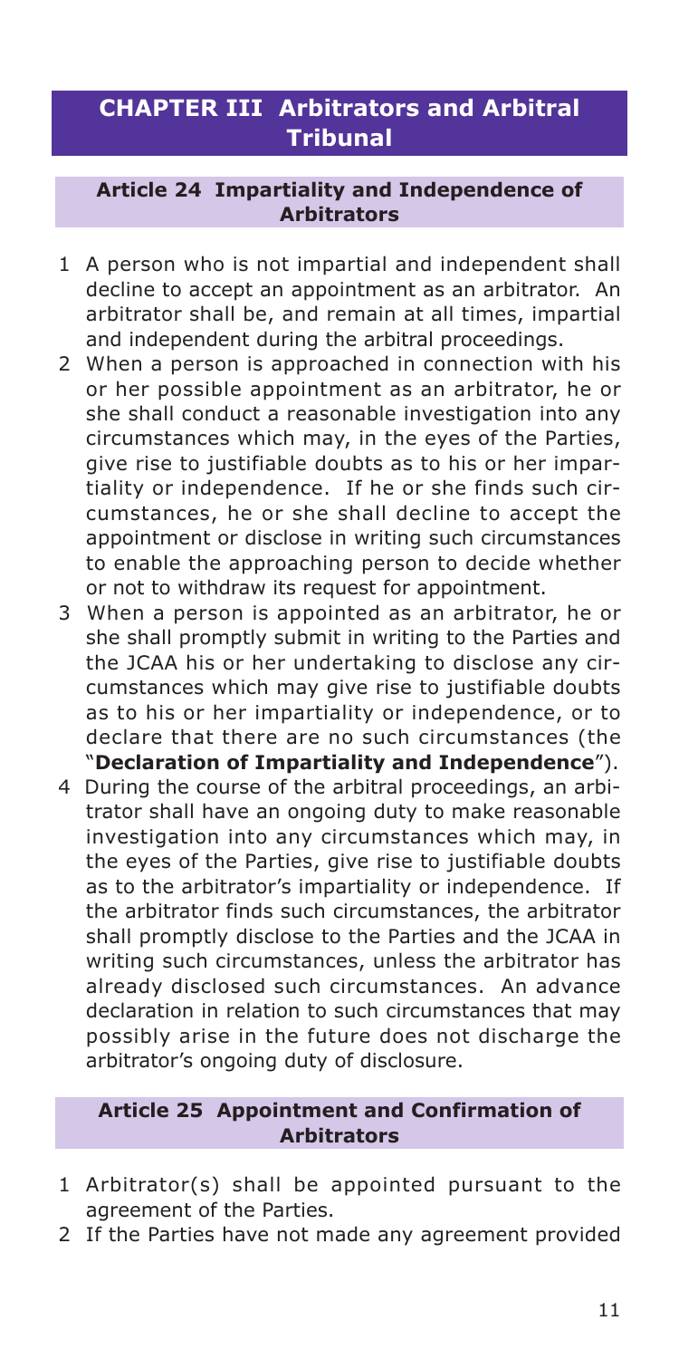## CHAPTER III Arbitrators and Arbitral Tribunal

### Article 24 Impartiality and Independence of Arbitrators

1 A person who is not impartial and independent shall decline to accept an appointment as an arbitrator. An arbitrator shall be, and remain at all times, impartial and independent during the arbitral proceedings.

2 When a person is approached in connection with his or her possible appointment as an arbitrator, he or she shall conduct a reasonable investigation into any circumstances which may, in the eyes of the Parties, give rise to justifiable doubts as to his or her impartiality or independence. If he or she finds such circumstances, he or she shall decline to accept the appointment or disclose in writing such circumstances to enable the approaching person to decide whether or not to withdraw its request for appointment.

3 When a person is appointed as an arbitrator, he or she shall promptly submit in writing to the Parties and the JCAA his or her undertaking to disclose any circumstances which may give rise to justifiable doubts as to his or her impartiality or independence, or to declare that there are no such circumstances (the "**Declaration of Impartiality and Independence**").

4 During the course of the arbitral proceedings, an arbitrator shall have an ongoing duty to make reasonable investigation into any circumstances which may, in the eyes of the Parties, give rise to justifiable doubts as to the arbitrator's impartiality or independence. If the arbitrator finds such circumstances, the arbitrator shall promptly disclose to the Parties and the JCAA in writing such circumstances, unless the arbitrator has already disclosed such circumstances. An advance declaration in relation to such circumstances that may possibly arise in the future does not discharge the arbitrator's ongoing duty of disclosure.

### Article 25 Appointment and Confirmation of Arbitrators

1 Arbitrator(s) shall be appointed pursuant to the agreement of the Parties.

2 If the Parties have not made any agreement provided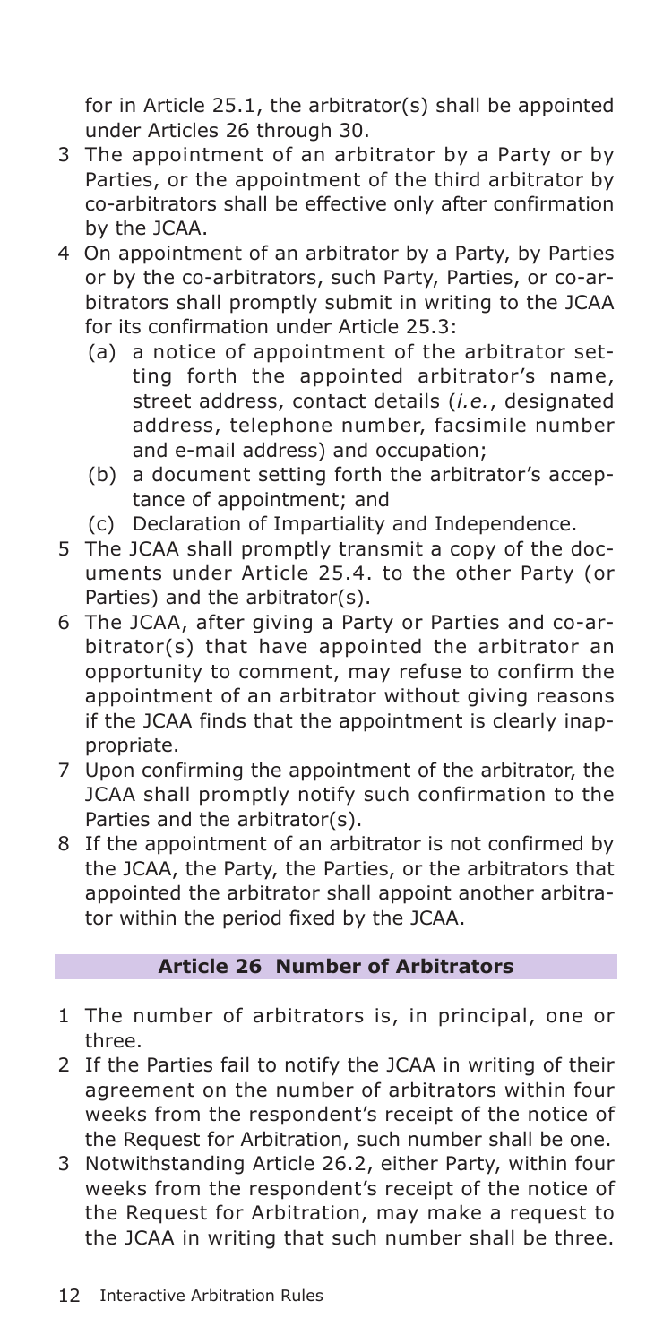for in Article 25.1, the arbitrator(s) shall be appointed under Articles 26 through 30.

3 The appointment of an arbitrator by a Party or by Parties, or the appointment of the third arbitrator by co-arbitrators shall be effective only after confirmation by the JCAA.

4 On appointment of an arbitrator by a Party, by Parties or by the co-arbitrators, such Party, Parties, or co-arbitrators shall promptly submit in writing to the JCAA for its confirmation under Article 25.3:
   (a) a notice of appointment of the arbitrator setting forth the appointed arbitrator's name, street address, contact details (*i.e.*, designated address, telephone number, facsimile number and e-mail address) and occupation;
   (b) a document setting forth the arbitrator's acceptance of appointment; and
   (c) Declaration of Impartiality and Independence.

5 The JCAA shall promptly transmit a copy of the documents under Article 25.4. to the other Party (or Parties) and the arbitrator(s).

6 The JCAA, after giving a Party or Parties and co-arbitrator(s) that have appointed the arbitrator an opportunity to comment, may refuse to confirm the appointment of an arbitrator without giving reasons if the JCAA finds that the appointment is clearly inappropriate.

7 Upon confirming the appointment of the arbitrator, the JCAA shall promptly notify such confirmation to the Parties and the arbitrator(s).

8 If the appointment of an arbitrator is not confirmed by the JCAA, the Party, the Parties, or the arbitrators that appointed the arbitrator shall appoint another arbitrator within the period fixed by the JCAA.

### Article 26 Number of Arbitrators

1 The number of arbitrators is, in principal, one or three.

2 If the Parties fail to notify the JCAA in writing of their agreement on the number of arbitrators within four weeks from the respondent's receipt of the notice of the Request for Arbitration, such number shall be one.

3 Notwithstanding Article 26.2, either Party, within four weeks from the respondent's receipt of the notice of the Request for Arbitration, may make a request to the JCAA in writing that such number shall be three.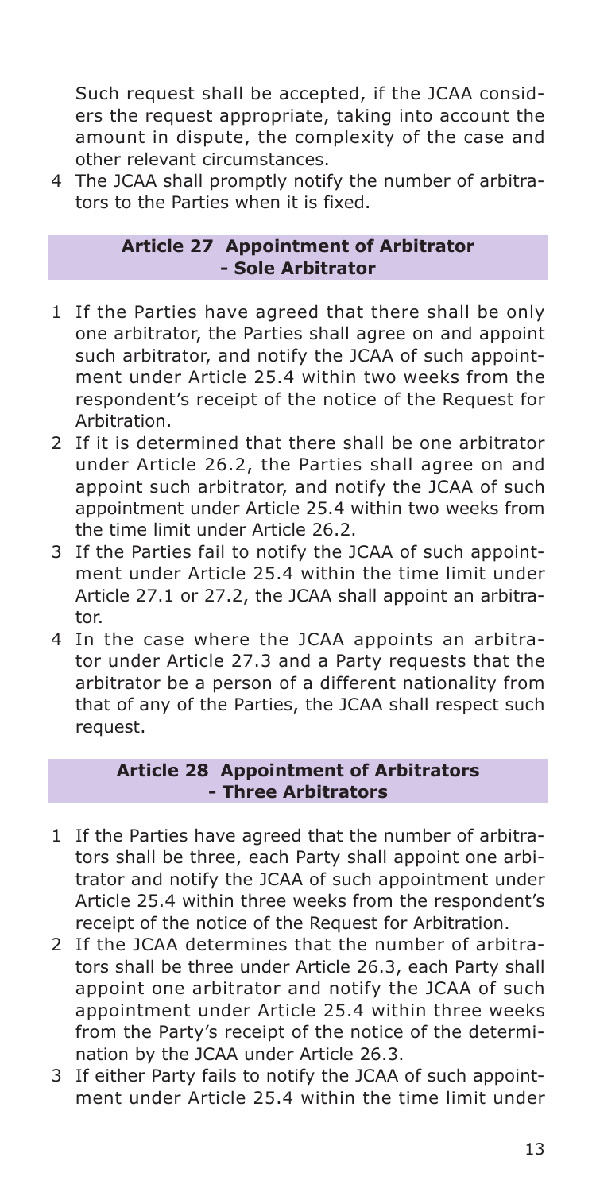Such request shall be accepted, if the JCAA considers the request appropriate, taking into account the amount in dispute, the complexity of the case and other relevant circumstances.

4 The JCAA shall promptly notify the number of arbitrators to the Parties when it is fixed.

### Article 27 Appointment of Arbitrator - Sole Arbitrator

1 If the Parties have agreed that there shall be only one arbitrator, the Parties shall agree on and appoint such arbitrator, and notify the JCAA of such appointment under Article 25.4 within two weeks from the respondent's receipt of the notice of the Request for Arbitration.

2 If it is determined that there shall be one arbitrator under Article 26.2, the Parties shall agree on and appoint such arbitrator, and notify the JCAA of such appointment under Article 25.4 within two weeks from the time limit under Article 26.2.

3 If the Parties fail to notify the JCAA of such appointment under Article 25.4 within the time limit under Article 27.1 or 27.2, the JCAA shall appoint an arbitrator.

4 In the case where the JCAA appoints an arbitrator under Article 27.3 and a Party requests that the arbitrator be a person of a different nationality from that of any of the Parties, the JCAA shall respect such request.

### Article 28 Appointment of Arbitrators - Three Arbitrators

1 If the Parties have agreed that the number of arbitrators shall be three, each Party shall appoint one arbitrator and notify the JCAA of such appointment under Article 25.4 within three weeks from the respondent's receipt of the notice of the Request for Arbitration.

2 If the JCAA determines that the number of arbitrators shall be three under Article 26.3, each Party shall appoint one arbitrator and notify the JCAA of such appointment under Article 25.4 within three weeks from the Party's receipt of the notice of the determination by the JCAA under Article 26.3.

3 If either Party fails to notify the JCAA of such appointment under Article 25.4 within the time limit under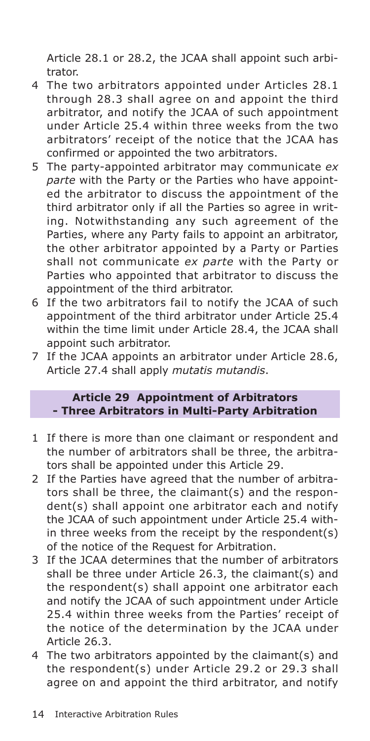Article 28.1 or 28.2, the JCAA shall appoint such arbitrator.

4 The two arbitrators appointed under Articles 28.1 through 28.3 shall agree on and appoint the third arbitrator, and notify the JCAA of such appointment under Article 25.4 within three weeks from the two arbitrators' receipt of the notice that the JCAA has confirmed or appointed the two arbitrators.

5 The party-appointed arbitrator may communicate *ex parte* with the Party or the Parties who have appointed the arbitrator to discuss the appointment of the third arbitrator only if all the Parties so agree in writing. Notwithstanding any such agreement of the Parties, where any Party fails to appoint an arbitrator, the other arbitrator appointed by a Party or Parties shall not communicate *ex parte* with the Party or Parties who appointed that arbitrator to discuss the appointment of the third arbitrator.

6 If the two arbitrators fail to notify the JCAA of such appointment of the third arbitrator under Article 25.4 within the time limit under Article 28.4, the JCAA shall appoint such arbitrator.

7 If the JCAA appoints an arbitrator under Article 28.6, Article 27.4 shall apply *mutatis mutandis*.

### Article 29 Appointment of Arbitrators - Three Arbitrators in Multi-Party Arbitration

1 If there is more than one claimant or respondent and the number of arbitrators shall be three, the arbitrators shall be appointed under this Article 29.

2 If the Parties have agreed that the number of arbitrators shall be three, the claimant(s) and the respondent(s) shall appoint one arbitrator each and notify the JCAA of such appointment under Article 25.4 within three weeks from the receipt by the respondent(s) of the notice of the Request for Arbitration.

3 If the JCAA determines that the number of arbitrators shall be three under Article 26.3, the claimant(s) and the respondent(s) shall appoint one arbitrator each and notify the JCAA of such appointment under Article 25.4 within three weeks from the Parties' receipt of the notice of the determination by the JCAA under Article 26.3.

4 The two arbitrators appointed by the claimant(s) and the respondent(s) under Article 29.2 or 29.3 shall agree on and appoint the third arbitrator, and notify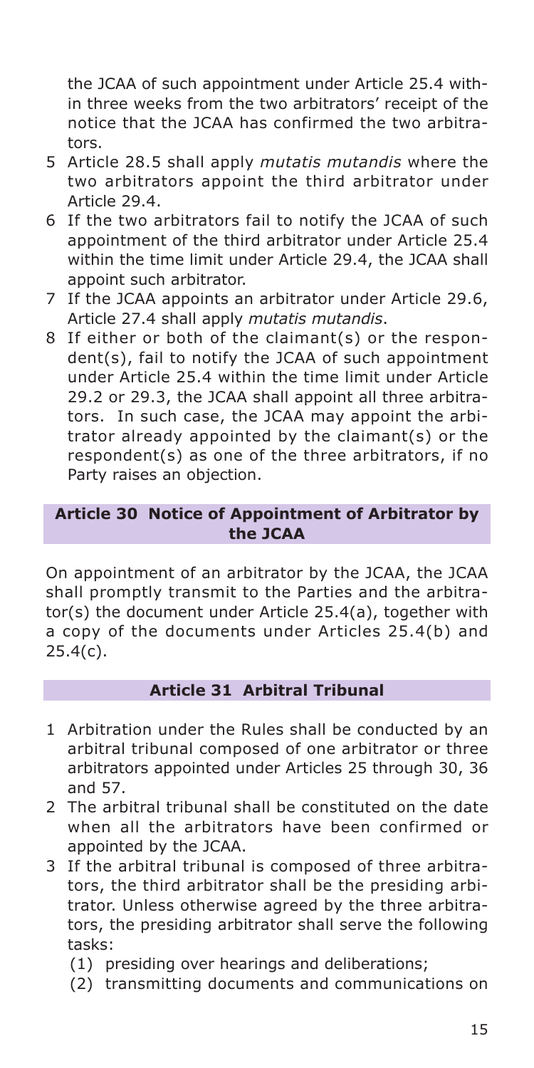the JCAA of such appointment under Article 25.4 within three weeks from the two arbitrators' receipt of the notice that the JCAA has confirmed the two arbitrators.

5 Article 28.5 shall apply *mutatis mutandis* where the two arbitrators appoint the third arbitrator under Article 29.4.

6 If the two arbitrators fail to notify the JCAA of such appointment of the third arbitrator under Article 25.4 within the time limit under Article 29.4, the JCAA shall appoint such arbitrator.

7 If the JCAA appoints an arbitrator under Article 29.6, Article 27.4 shall apply *mutatis mutandis*.

8 If either or both of the claimant(s) or the respondent(s), fail to notify the JCAA of such appointment under Article 25.4 within the time limit under Article 29.2 or 29.3, the JCAA shall appoint all three arbitrators. In such case, the JCAA may appoint the arbitrator already appointed by the claimant(s) or the respondent(s) as one of the three arbitrators, if no Party raises an objection.

## Article 30 Notice of Appointment of Arbitrator by the JCAA

On appointment of an arbitrator by the JCAA, the JCAA shall promptly transmit to the Parties and the arbitrator(s) the document under Article 25.4(a), together with a copy of the documents under Articles 25.4(b) and 25.4(c).

## Article 31 Arbitral Tribunal

1 Arbitration under the Rules shall be conducted by an arbitral tribunal composed of one arbitrator or three arbitrators appointed under Articles 25 through 30, 36 and 57.

2 The arbitral tribunal shall be constituted on the date when all the arbitrators have been confirmed or appointed by the JCAA.

3 If the arbitral tribunal is composed of three arbitrators, the third arbitrator shall be the presiding arbitrator. Unless otherwise agreed by the three arbitrators, the presiding arbitrator shall serve the following tasks:

   (1) presiding over hearings and deliberations;

   (2) transmitting documents and communications on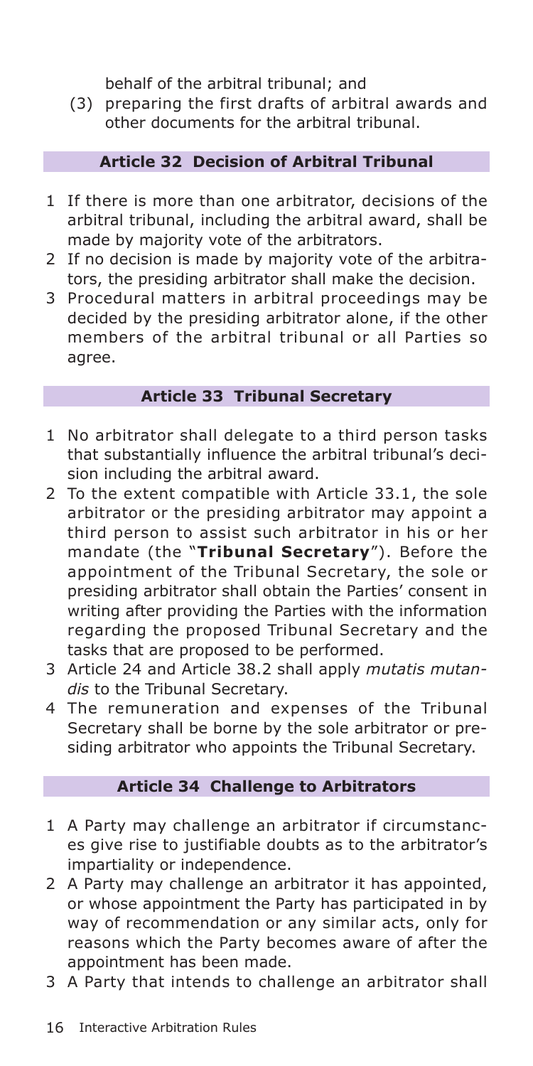behalf of the arbitral tribunal; and

(3) preparing the first drafts of arbitral awards and other documents for the arbitral tribunal.

## Article 32 Decision of Arbitral Tribunal

1 If there is more than one arbitrator, decisions of the arbitral tribunal, including the arbitral award, shall be made by majority vote of the arbitrators.
2 If no decision is made by majority vote of the arbitrators, the presiding arbitrator shall make the decision.
3 Procedural matters in arbitral proceedings may be decided by the presiding arbitrator alone, if the other members of the arbitral tribunal or all Parties so agree.

## Article 33 Tribunal Secretary

1 No arbitrator shall delegate to a third person tasks that substantially influence the arbitral tribunal's decision including the arbitral award.
2 To the extent compatible with Article 33.1, the sole arbitrator or the presiding arbitrator may appoint a third person to assist such arbitrator in his or her mandate (the "**Tribunal Secretary**"). Before the appointment of the Tribunal Secretary, the sole or presiding arbitrator shall obtain the Parties' consent in writing after providing the Parties with the information regarding the proposed Tribunal Secretary and the tasks that are proposed to be performed.
3 Article 24 and Article 38.2 shall apply *mutatis mutandis* to the Tribunal Secretary.
4 The remuneration and expenses of the Tribunal Secretary shall be borne by the sole arbitrator or presiding arbitrator who appoints the Tribunal Secretary.

## Article 34 Challenge to Arbitrators

1 A Party may challenge an arbitrator if circumstances give rise to justifiable doubts as to the arbitrator's impartiality or independence.
2 A Party may challenge an arbitrator it has appointed, or whose appointment the Party has participated in by way of recommendation or any similar acts, only for reasons which the Party becomes aware of after the appointment has been made.
3 A Party that intends to challenge an arbitrator shall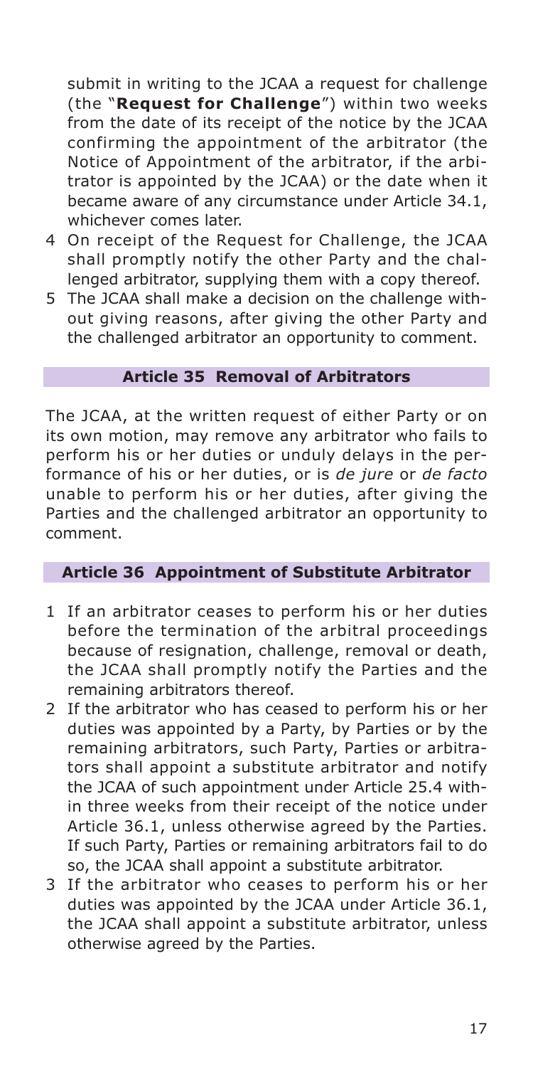submit in writing to the JCAA a request for challenge (the "**Request for Challenge**") within two weeks from the date of its receipt of the notice by the JCAA confirming the appointment of the arbitrator (the Notice of Appointment of the arbitrator, if the arbitrator is appointed by the JCAA) or the date when it became aware of any circumstance under Article 34.1, whichever comes later.

4 On receipt of the Request for Challenge, the JCAA shall promptly notify the other Party and the challenged arbitrator, supplying them with a copy thereof.

5 The JCAA shall make a decision on the challenge without giving reasons, after giving the other Party and the challenged arbitrator an opportunity to comment.

### Article 35 Removal of Arbitrators

The JCAA, at the written request of either Party or on its own motion, may remove any arbitrator who fails to perform his or her duties or unduly delays in the performance of his or her duties, or is *de jure* or *de facto* unable to perform his or her duties, after giving the Parties and the challenged arbitrator an opportunity to comment.

### Article 36 Appointment of Substitute Arbitrator

1 If an arbitrator ceases to perform his or her duties before the termination of the arbitral proceedings because of resignation, challenge, removal or death, the JCAA shall promptly notify the Parties and the remaining arbitrators thereof.

2 If the arbitrator who has ceased to perform his or her duties was appointed by a Party, by Parties or by the remaining arbitrators, such Party, Parties or arbitrators shall appoint a substitute arbitrator and notify the JCAA of such appointment under Article 25.4 within three weeks from their receipt of the notice under Article 36.1, unless otherwise agreed by the Parties. If such Party, Parties or remaining arbitrators fail to do so, the JCAA shall appoint a substitute arbitrator.

3 If the arbitrator who ceases to perform his or her duties was appointed by the JCAA under Article 36.1, the JCAA shall appoint a substitute arbitrator, unless otherwise agreed by the Parties.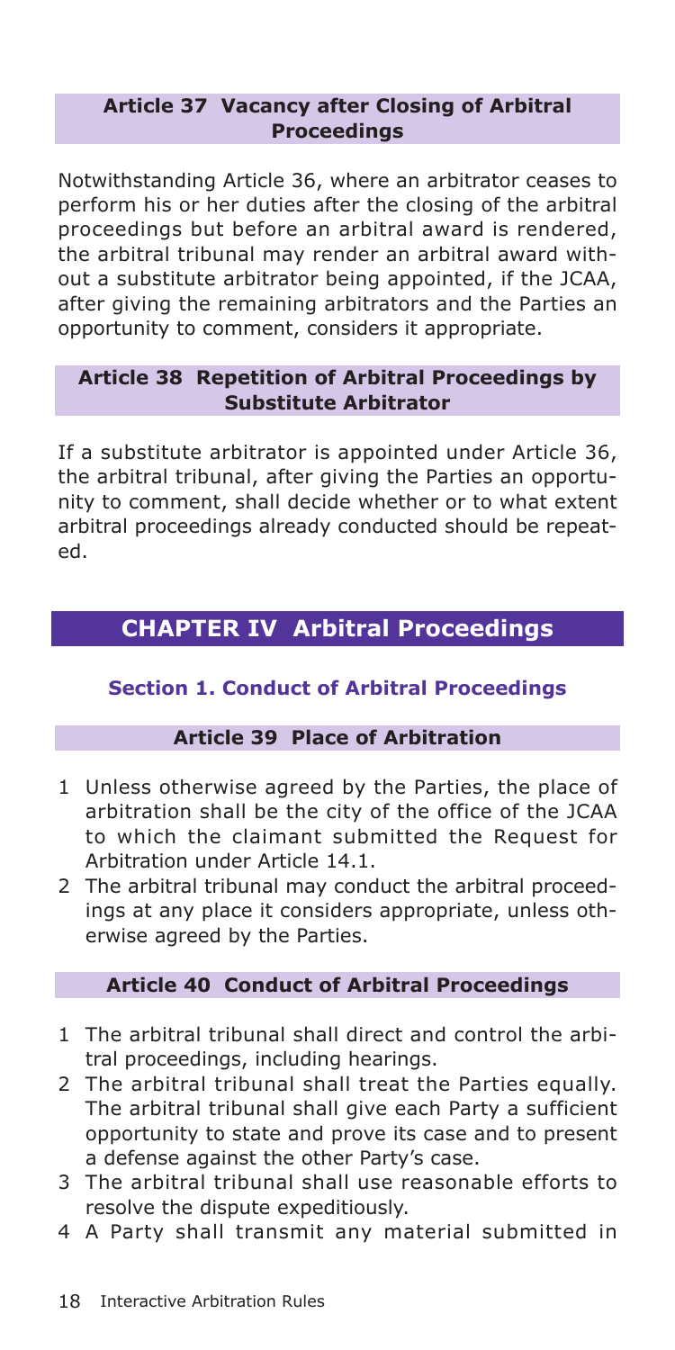### Article 37 Vacancy after Closing of Arbitral Proceedings

Notwithstanding Article 36, where an arbitrator ceases to perform his or her duties after the closing of the arbitral proceedings but before an arbitral award is rendered, the arbitral tribunal may render an arbitral award without a substitute arbitrator being appointed, if the JCAA, after giving the remaining arbitrators and the Parties an opportunity to comment, considers it appropriate.

### Article 38 Repetition of Arbitral Proceedings by Substitute Arbitrator

If a substitute arbitrator is appointed under Article 36, the arbitral tribunal, after giving the Parties an opportunity to comment, shall decide whether or to what extent arbitral proceedings already conducted should be repeated.

# CHAPTER IV Arbitral Proceedings

## Section 1. Conduct of Arbitral Proceedings

### Article 39 Place of Arbitration

1 Unless otherwise agreed by the Parties, the place of arbitration shall be the city of the office of the JCAA to which the claimant submitted the Request for Arbitration under Article 14.1.
2 The arbitral tribunal may conduct the arbitral proceedings at any place it considers appropriate, unless otherwise agreed by the Parties.

### Article 40 Conduct of Arbitral Proceedings

1 The arbitral tribunal shall direct and control the arbitral proceedings, including hearings.
2 The arbitral tribunal shall treat the Parties equally. The arbitral tribunal shall give each Party a sufficient opportunity to state and prove its case and to present a defense against the other Party's case.
3 The arbitral tribunal shall use reasonable efforts to resolve the dispute expeditiously.
4 A Party shall transmit any material submitted in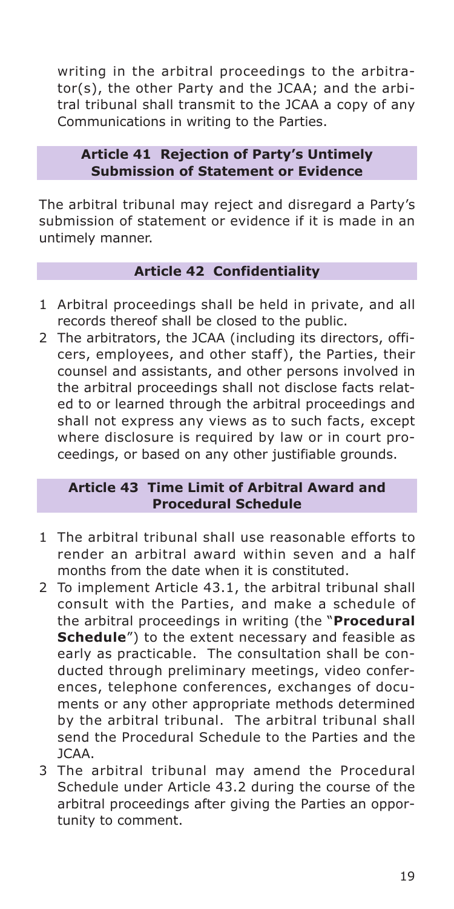writing in the arbitral proceedings to the arbitrator(s), the other Party and the JCAA; and the arbitral tribunal shall transmit to the JCAA a copy of any Communications in writing to the Parties.

### Article 41 Rejection of Party's Untimely Submission of Statement or Evidence

The arbitral tribunal may reject and disregard a Party's submission of statement or evidence if it is made in an untimely manner.

### Article 42 Confidentiality

1. Arbitral proceedings shall be held in private, and all records thereof shall be closed to the public.
2. The arbitrators, the JCAA (including its directors, officers, employees, and other staff), the Parties, their counsel and assistants, and other persons involved in the arbitral proceedings shall not disclose facts related to or learned through the arbitral proceedings and shall not express any views as to such facts, except where disclosure is required by law or in court proceedings, or based on any other justifiable grounds.

### Article 43 Time Limit of Arbitral Award and Procedural Schedule

1. The arbitral tribunal shall use reasonable efforts to render an arbitral award within seven and a half months from the date when it is constituted.
2. To implement Article 43.1, the arbitral tribunal shall consult with the Parties, and make a schedule of the arbitral proceedings in writing (the "**Procedural Schedule**") to the extent necessary and feasible as early as practicable. The consultation shall be conducted through preliminary meetings, video conferences, telephone conferences, exchanges of documents or any other appropriate methods determined by the arbitral tribunal. The arbitral tribunal shall send the Procedural Schedule to the Parties and the JCAA.
3. The arbitral tribunal may amend the Procedural Schedule under Article 43.2 during the course of the arbitral proceedings after giving the Parties an opportunity to comment.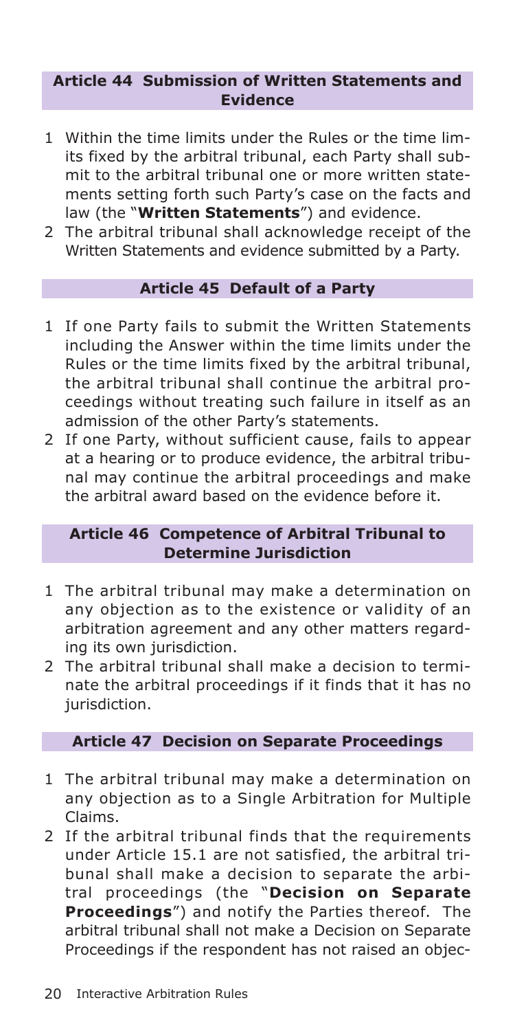## Article 44 Submission of Written Statements and Evidence

1. Within the time limits under the Rules or the time limits fixed by the arbitral tribunal, each Party shall submit to the arbitral tribunal one or more written statements setting forth such Party's case on the facts and law (the "**Written Statements**") and evidence.
2. The arbitral tribunal shall acknowledge receipt of the Written Statements and evidence submitted by a Party.

## Article 45 Default of a Party

1. If one Party fails to submit the Written Statements including the Answer within the time limits under the Rules or the time limits fixed by the arbitral tribunal, the arbitral tribunal shall continue the arbitral proceedings without treating such failure in itself as an admission of the other Party's statements.
2. If one Party, without sufficient cause, fails to appear at a hearing or to produce evidence, the arbitral tribunal may continue the arbitral proceedings and make the arbitral award based on the evidence before it.

## Article 46 Competence of Arbitral Tribunal to Determine Jurisdiction

1. The arbitral tribunal may make a determination on any objection as to the existence or validity of an arbitration agreement and any other matters regarding its own jurisdiction.
2. The arbitral tribunal shall make a decision to terminate the arbitral proceedings if it finds that it has no jurisdiction.

## Article 47 Decision on Separate Proceedings

1. The arbitral tribunal may make a determination on any objection as to a Single Arbitration for Multiple Claims.
2. If the arbitral tribunal finds that the requirements under Article 15.1 are not satisfied, the arbitral tribunal shall make a decision to separate the arbitral proceedings (the "**Decision on Separate Proceedings**") and notify the Parties thereof. The arbitral tribunal shall not make a Decision on Separate Proceedings if the respondent has not raised an objec-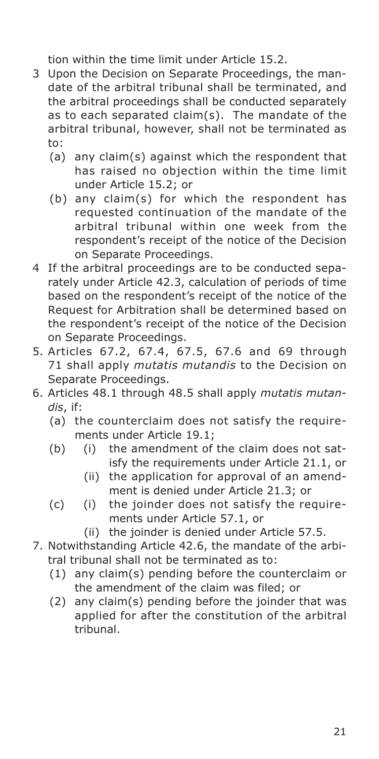tion within the time limit under Article 15.2.

3 Upon the Decision on Separate Proceedings, the mandate of the arbitral tribunal shall be terminated, and the arbitral proceedings shall be conducted separately as to each separated claim(s). The mandate of the arbitral tribunal, however, shall not be terminated as to:
   (a) any claim(s) against which the respondent that has raised no objection within the time limit under Article 15.2; or
   (b) any claim(s) for which the respondent has requested continuation of the mandate of the arbitral tribunal within one week from the respondent's receipt of the notice of the Decision on Separate Proceedings.

4 If the arbitral proceedings are to be conducted separately under Article 42.3, calculation of periods of time based on the respondent's receipt of the notice of the Request for Arbitration shall be determined based on the respondent's receipt of the notice of the Decision on Separate Proceedings.

5. Articles 67.2, 67.4, 67.5, 67.6 and 69 through 71 shall apply *mutatis mutandis* to the Decision on Separate Proceedings.

6. Articles 48.1 through 48.5 shall apply *mutatis mutandis*, if:
   (a) the counterclaim does not satisfy the requirements under Article 19.1;
   (b) (i) the amendment of the claim does not satisfy the requirements under Article 21.1, or
       (ii) the application for approval of an amendment is denied under Article 21.3; or
   (c) (i) the joinder does not satisfy the requirements under Article 57.1, or
       (ii) the joinder is denied under Article 57.5.

7. Notwithstanding Article 42.6, the mandate of the arbitral tribunal shall not be terminated as to:
   (1) any claim(s) pending before the counterclaim or the amendment of the claim was filed; or
   (2) any claim(s) pending before the joinder that was applied for after the constitution of the arbitral tribunal.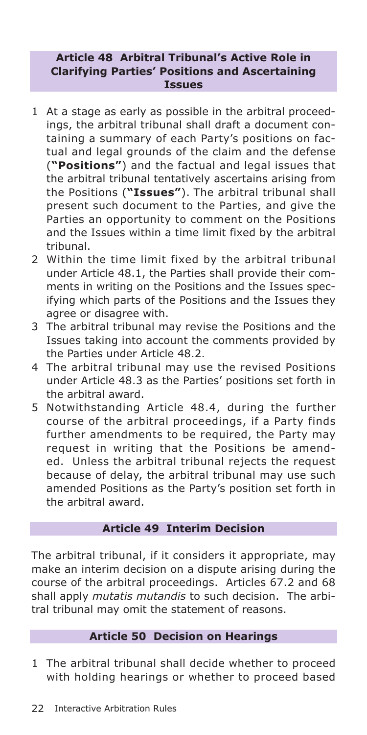## Article 48 Arbitral Tribunal's Active Role in Clarifying Parties' Positions and Ascertaining Issues

1 At a stage as early as possible in the arbitral proceedings, the arbitral tribunal shall draft a document containing a summary of each Party's positions on factual and legal grounds of the claim and the defense (**"Positions"**) and the factual and legal issues that the arbitral tribunal tentatively ascertains arising from the Positions (**"Issues"**). The arbitral tribunal shall present such document to the Parties, and give the Parties an opportunity to comment on the Positions and the Issues within a time limit fixed by the arbitral tribunal.

2 Within the time limit fixed by the arbitral tribunal under Article 48.1, the Parties shall provide their comments in writing on the Positions and the Issues specifying which parts of the Positions and the Issues they agree or disagree with.

3 The arbitral tribunal may revise the Positions and the Issues taking into account the comments provided by the Parties under Article 48.2.

4 The arbitral tribunal may use the revised Positions under Article 48.3 as the Parties' positions set forth in the arbitral award.

5 Notwithstanding Article 48.4, during the further course of the arbitral proceedings, if a Party finds further amendments to be required, the Party may request in writing that the Positions be amended. Unless the arbitral tribunal rejects the request because of delay, the arbitral tribunal may use such amended Positions as the Party's position set forth in the arbitral award.

## Article 49 Interim Decision

The arbitral tribunal, if it considers it appropriate, may make an interim decision on a dispute arising during the course of the arbitral proceedings. Articles 67.2 and 68 shall apply *mutatis mutandis* to such decision. The arbitral tribunal may omit the statement of reasons.

## Article 50 Decision on Hearings

1 The arbitral tribunal shall decide whether to proceed with holding hearings or whether to proceed based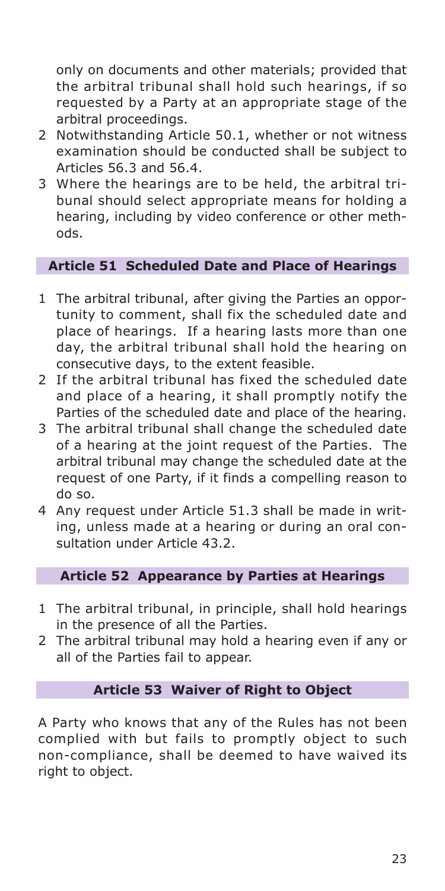only on documents and other materials; provided that the arbitral tribunal shall hold such hearings, if so requested by a Party at an appropriate stage of the arbitral proceedings.

2 Notwithstanding Article 50.1, whether or not witness examination should be conducted shall be subject to Articles 56.3 and 56.4.

3 Where the hearings are to be held, the arbitral tribunal should select appropriate means for holding a hearing, including by video conference or other methods.

### Article 51 Scheduled Date and Place of Hearings

1 The arbitral tribunal, after giving the Parties an opportunity to comment, shall fix the scheduled date and place of hearings. If a hearing lasts more than one day, the arbitral tribunal shall hold the hearing on consecutive days, to the extent feasible.

2 If the arbitral tribunal has fixed the scheduled date and place of a hearing, it shall promptly notify the Parties of the scheduled date and place of the hearing.

3 The arbitral tribunal shall change the scheduled date of a hearing at the joint request of the Parties. The arbitral tribunal may change the scheduled date at the request of one Party, if it finds a compelling reason to do so.

4 Any request under Article 51.3 shall be made in writing, unless made at a hearing or during an oral consultation under Article 43.2.

### Article 52 Appearance by Parties at Hearings

1 The arbitral tribunal, in principle, shall hold hearings in the presence of all the Parties.

2 The arbitral tribunal may hold a hearing even if any or all of the Parties fail to appear.

### Article 53 Waiver of Right to Object

A Party who knows that any of the Rules has not been complied with but fails to promptly object to such non-compliance, shall be deemed to have waived its right to object.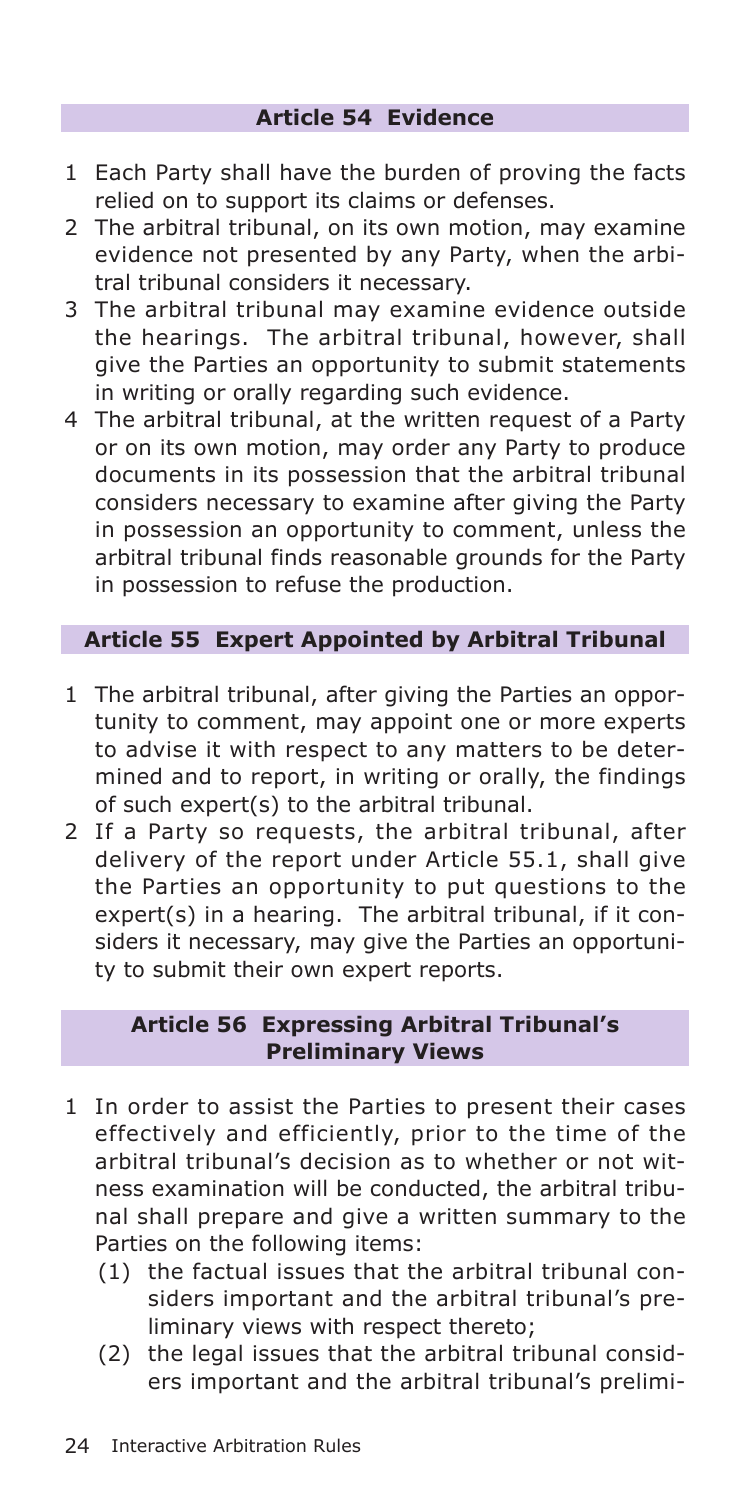## Article 54 Evidence

1 Each Party shall have the burden of proving the facts relied on to support its claims or defenses.
2 The arbitral tribunal, on its own motion, may examine evidence not presented by any Party, when the arbitral tribunal considers it necessary.
3 The arbitral tribunal may examine evidence outside the hearings. The arbitral tribunal, however, shall give the Parties an opportunity to submit statements in writing or orally regarding such evidence.
4 The arbitral tribunal, at the written request of a Party or on its own motion, may order any Party to produce documents in its possession that the arbitral tribunal considers necessary to examine after giving the Party in possession an opportunity to comment, unless the arbitral tribunal finds reasonable grounds for the Party in possession to refuse the production.

## Article 55 Expert Appointed by Arbitral Tribunal

1 The arbitral tribunal, after giving the Parties an opportunity to comment, may appoint one or more experts to advise it with respect to any matters to be determined and to report, in writing or orally, the findings of such expert(s) to the arbitral tribunal.
2 If a Party so requests, the arbitral tribunal, after delivery of the report under Article 55.1, shall give the Parties an opportunity to put questions to the expert(s) in a hearing. The arbitral tribunal, if it considers it necessary, may give the Parties an opportunity to submit their own expert reports.

## Article 56 Expressing Arbitral Tribunal's Preliminary Views

1 In order to assist the Parties to present their cases effectively and efficiently, prior to the time of the arbitral tribunal's decision as to whether or not witness examination will be conducted, the arbitral tribunal shall prepare and give a written summary to the Parties on the following items:
   (1) the factual issues that the arbitral tribunal considers important and the arbitral tribunal's preliminary views with respect thereto;
   (2) the legal issues that the arbitral tribunal considers important and the arbitral tribunal's prelimi-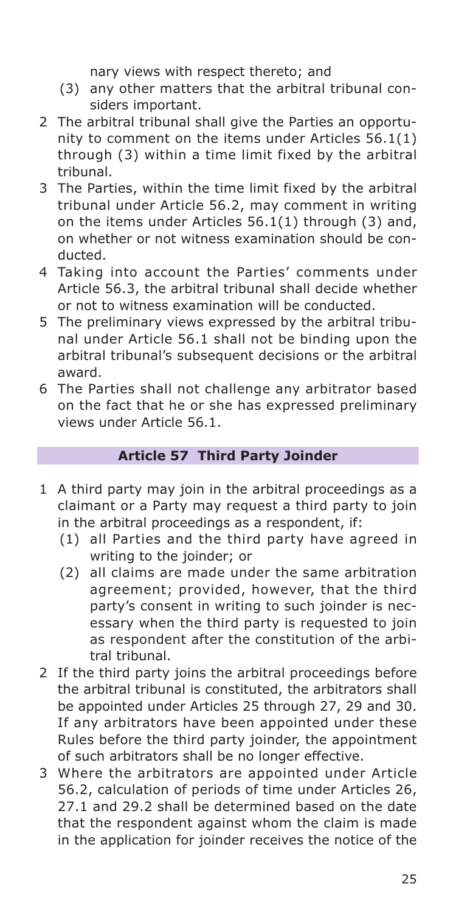nary views with respect thereto; and

(3) any other matters that the arbitral tribunal considers important.

2 The arbitral tribunal shall give the Parties an opportunity to comment on the items under Articles 56.1(1) through (3) within a time limit fixed by the arbitral tribunal.

3 The Parties, within the time limit fixed by the arbitral tribunal under Article 56.2, may comment in writing on the items under Articles 56.1(1) through (3) and, on whether or not witness examination should be conducted.

4 Taking into account the Parties' comments under Article 56.3, the arbitral tribunal shall decide whether or not to witness examination will be conducted.

5 The preliminary views expressed by the arbitral tribunal under Article 56.1 shall not be binding upon the arbitral tribunal's subsequent decisions or the arbitral award.

6 The Parties shall not challenge any arbitrator based on the fact that he or she has expressed preliminary views under Article 56.1.

## Article 57 Third Party Joinder

1 A third party may join in the arbitral proceedings as a claimant or a Party may request a third party to join in the arbitral proceedings as a respondent, if:

   (1) all Parties and the third party have agreed in writing to the joinder; or

   (2) all claims are made under the same arbitration agreement; provided, however, that the third party's consent in writing to such joinder is necessary when the third party is requested to join as respondent after the constitution of the arbitral tribunal.

2 If the third party joins the arbitral proceedings before the arbitral tribunal is constituted, the arbitrators shall be appointed under Articles 25 through 27, 29 and 30. If any arbitrators have been appointed under these Rules before the third party joinder, the appointment of such arbitrators shall be no longer effective.

3 Where the arbitrators are appointed under Article 56.2, calculation of periods of time under Articles 26, 27.1 and 29.2 shall be determined based on the date that the respondent against whom the claim is made in the application for joinder receives the notice of the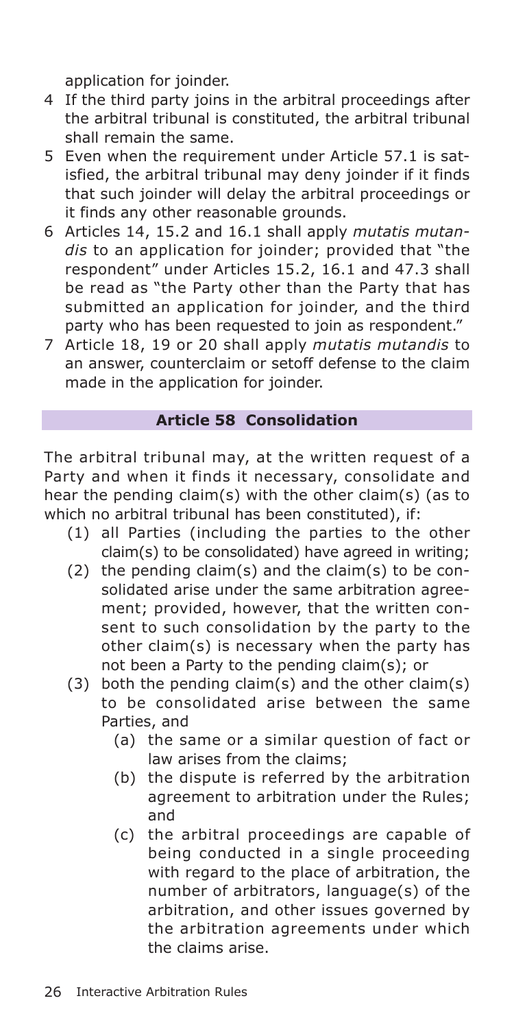application for joinder.

4 If the third party joins in the arbitral proceedings after the arbitral tribunal is constituted, the arbitral tribunal shall remain the same.
5 Even when the requirement under Article 57.1 is satisfied, the arbitral tribunal may deny joinder if it finds that such joinder will delay the arbitral proceedings or it finds any other reasonable grounds.
6 Articles 14, 15.2 and 16.1 shall apply *mutatis mutandis* to an application for joinder; provided that "the respondent" under Articles 15.2, 16.1 and 47.3 shall be read as "the Party other than the Party that has submitted an application for joinder, and the third party who has been requested to join as respondent."
7 Article 18, 19 or 20 shall apply *mutatis mutandis* to an answer, counterclaim or setoff defense to the claim made in the application for joinder.

## Article 58 Consolidation

The arbitral tribunal may, at the written request of a Party and when it finds it necessary, consolidate and hear the pending claim(s) with the other claim(s) (as to which no arbitral tribunal has been constituted), if:

(1) all Parties (including the parties to the other claim(s) to be consolidated) have agreed in writing;
(2) the pending claim(s) and the claim(s) to be consolidated arise under the same arbitration agreement; provided, however, that the written consent to such consolidation by the party to the other claim(s) is necessary when the party has not been a Party to the pending claim(s); or
(3) both the pending claim(s) and the other claim(s) to be consolidated arise between the same Parties, and
   (a) the same or a similar question of fact or law arises from the claims;
   (b) the dispute is referred by the arbitration agreement to arbitration under the Rules; and
   (c) the arbitral proceedings are capable of being conducted in a single proceeding with regard to the place of arbitration, the number of arbitrators, language(s) of the arbitration, and other issues governed by the arbitration agreements under which the claims arise.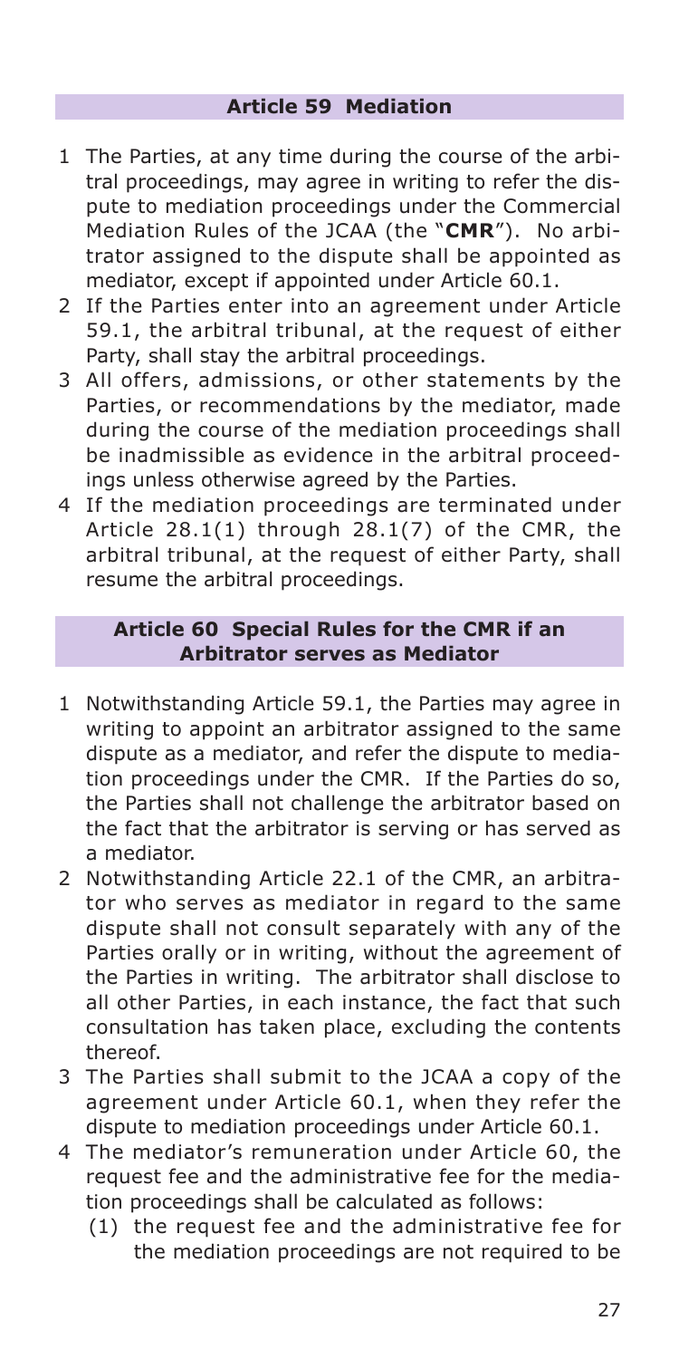## Article 59 Mediation

1 The Parties, at any time during the course of the arbitral proceedings, may agree in writing to refer the dispute to mediation proceedings under the Commercial Mediation Rules of the JCAA (the "**CMR**"). No arbitrator assigned to the dispute shall be appointed as mediator, except if appointed under Article 60.1.

2 If the Parties enter into an agreement under Article 59.1, the arbitral tribunal, at the request of either Party, shall stay the arbitral proceedings.

3 All offers, admissions, or other statements by the Parties, or recommendations by the mediator, made during the course of the mediation proceedings shall be inadmissible as evidence in the arbitral proceedings unless otherwise agreed by the Parties.

4 If the mediation proceedings are terminated under Article 28.1(1) through 28.1(7) of the CMR, the arbitral tribunal, at the request of either Party, shall resume the arbitral proceedings.

## Article 60 Special Rules for the CMR if an Arbitrator serves as Mediator

1 Notwithstanding Article 59.1, the Parties may agree in writing to appoint an arbitrator assigned to the same dispute as a mediator, and refer the dispute to mediation proceedings under the CMR. If the Parties do so, the Parties shall not challenge the arbitrator based on the fact that the arbitrator is serving or has served as a mediator.

2 Notwithstanding Article 22.1 of the CMR, an arbitrator who serves as mediator in regard to the same dispute shall not consult separately with any of the Parties orally or in writing, without the agreement of the Parties in writing. The arbitrator shall disclose to all other Parties, in each instance, the fact that such consultation has taken place, excluding the contents thereof.

3 The Parties shall submit to the JCAA a copy of the agreement under Article 60.1, when they refer the dispute to mediation proceedings under Article 60.1.

4 The mediator's remuneration under Article 60, the request fee and the administrative fee for the mediation proceedings shall be calculated as follows:

   (1) the request fee and the administrative fee for the mediation proceedings are not required to be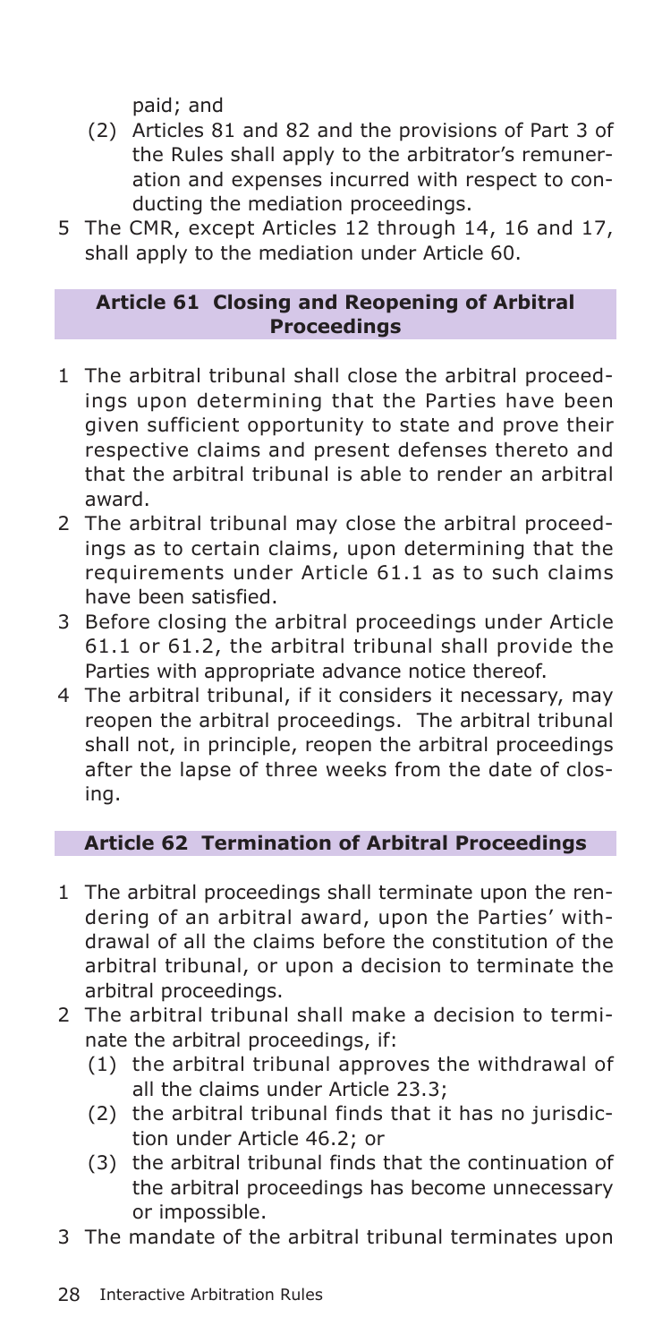paid; and

(2) Articles 81 and 82 and the provisions of Part 3 of the Rules shall apply to the arbitrator's remuneration and expenses incurred with respect to conducting the mediation proceedings.

5 The CMR, except Articles 12 through 14, 16 and 17, shall apply to the mediation under Article 60.

### Article 61 Closing and Reopening of Arbitral Proceedings

1 The arbitral tribunal shall close the arbitral proceedings upon determining that the Parties have been given sufficient opportunity to state and prove their respective claims and present defenses thereto and that the arbitral tribunal is able to render an arbitral award.

2 The arbitral tribunal may close the arbitral proceedings as to certain claims, upon determining that the requirements under Article 61.1 as to such claims have been satisfied.

3 Before closing the arbitral proceedings under Article 61.1 or 61.2, the arbitral tribunal shall provide the Parties with appropriate advance notice thereof.

4 The arbitral tribunal, if it considers it necessary, may reopen the arbitral proceedings. The arbitral tribunal shall not, in principle, reopen the arbitral proceedings after the lapse of three weeks from the date of closing.

### Article 62 Termination of Arbitral Proceedings

1 The arbitral proceedings shall terminate upon the rendering of an arbitral award, upon the Parties' withdrawal of all the claims before the constitution of the arbitral tribunal, or upon a decision to terminate the arbitral proceedings.

2 The arbitral tribunal shall make a decision to terminate the arbitral proceedings, if:

(1) the arbitral tribunal approves the withdrawal of all the claims under Article 23.3;

(2) the arbitral tribunal finds that it has no jurisdiction under Article 46.2; or

(3) the arbitral tribunal finds that the continuation of the arbitral proceedings has become unnecessary or impossible.

3 The mandate of the arbitral tribunal terminates upon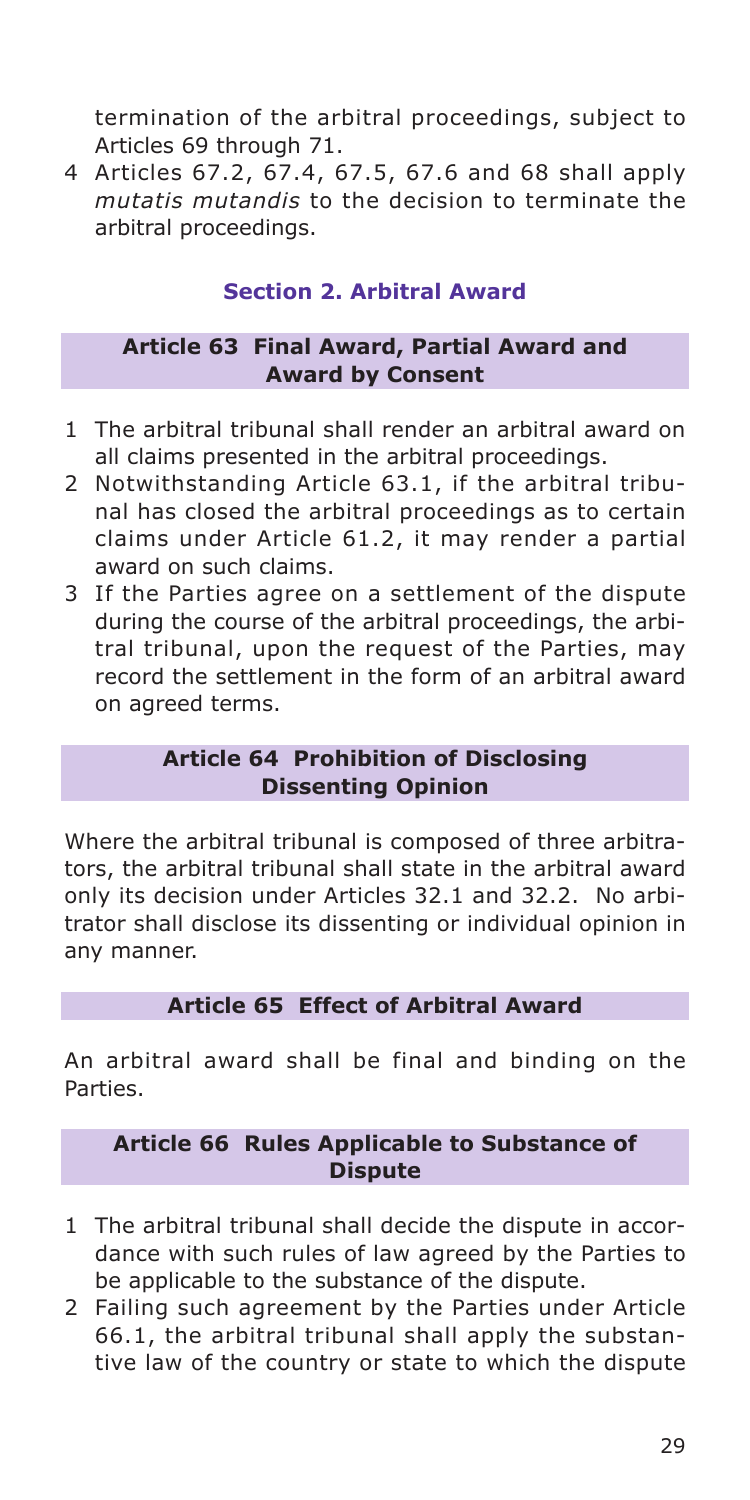termination of the arbitral proceedings, subject to Articles 69 through 71.

4 Articles 67.2, 67.4, 67.5, 67.6 and 68 shall apply *mutatis mutandis* to the decision to terminate the arbitral proceedings.

## Section 2. Arbitral Award

### Article 63 Final Award, Partial Award and Award by Consent

1 The arbitral tribunal shall render an arbitral award on all claims presented in the arbitral proceedings.

2 Notwithstanding Article 63.1, if the arbitral tribunal has closed the arbitral proceedings as to certain claims under Article 61.2, it may render a partial award on such claims.

3 If the Parties agree on a settlement of the dispute during the course of the arbitral proceedings, the arbitral tribunal, upon the request of the Parties, may record the settlement in the form of an arbitral award on agreed terms.

### Article 64 Prohibition of Disclosing Dissenting Opinion

Where the arbitral tribunal is composed of three arbitrators, the arbitral tribunal shall state in the arbitral award only its decision under Articles 32.1 and 32.2. No arbitrator shall disclose its dissenting or individual opinion in any manner.

### Article 65 Effect of Arbitral Award

An arbitral award shall be final and binding on the Parties.

### Article 66 Rules Applicable to Substance of Dispute

1 The arbitral tribunal shall decide the dispute in accordance with such rules of law agreed by the Parties to be applicable to the substance of the dispute.

2 Failing such agreement by the Parties under Article 66.1, the arbitral tribunal shall apply the substantive law of the country or state to which the dispute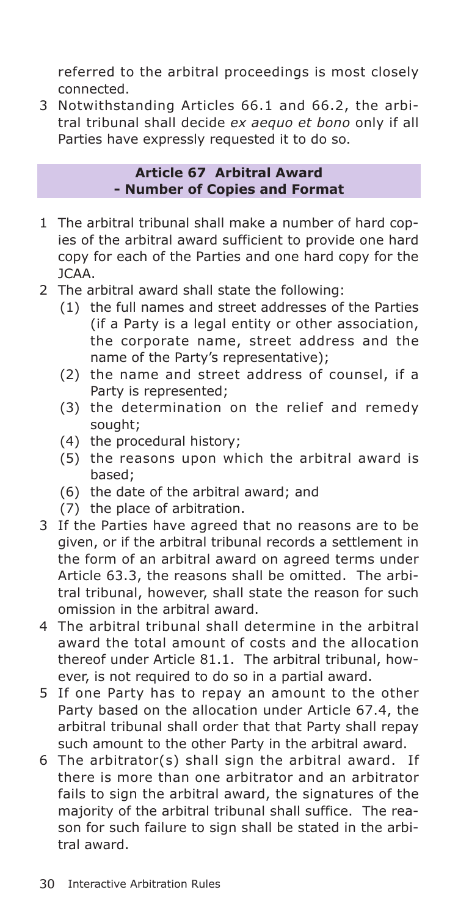referred to the arbitral proceedings is most closely connected.

3 Notwithstanding Articles 66.1 and 66.2, the arbitral tribunal shall decide *ex aequo et bono* only if all Parties have expressly requested it to do so.

## Article 67 Arbitral Award - Number of Copies and Format

1 The arbitral tribunal shall make a number of hard copies of the arbitral award sufficient to provide one hard copy for each of the Parties and one hard copy for the JCAA.

2 The arbitral award shall state the following:
   - (1) the full names and street addresses of the Parties (if a Party is a legal entity or other association, the corporate name, street address and the name of the Party's representative);
   - (2) the name and street address of counsel, if a Party is represented;
   - (3) the determination on the relief and remedy sought;
   - (4) the procedural history;
   - (5) the reasons upon which the arbitral award is based;
   - (6) the date of the arbitral award; and
   - (7) the place of arbitration.

3 If the Parties have agreed that no reasons are to be given, or if the arbitral tribunal records a settlement in the form of an arbitral award on agreed terms under Article 63.3, the reasons shall be omitted. The arbitral tribunal, however, shall state the reason for such omission in the arbitral award.

4 The arbitral tribunal shall determine in the arbitral award the total amount of costs and the allocation thereof under Article 81.1. The arbitral tribunal, however, is not required to do so in a partial award.

5 If one Party has to repay an amount to the other Party based on the allocation under Article 67.4, the arbitral tribunal shall order that that Party shall repay such amount to the other Party in the arbitral award.

6 The arbitrator(s) shall sign the arbitral award. If there is more than one arbitrator and an arbitrator fails to sign the arbitral award, the signatures of the majority of the arbitral tribunal shall suffice. The reason for such failure to sign shall be stated in the arbitral award.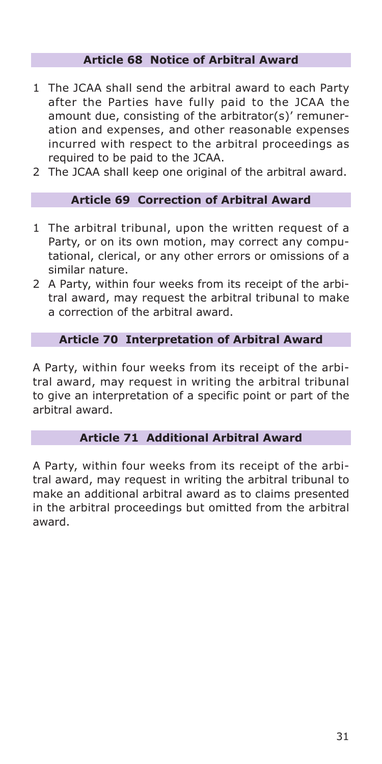### Article 68 Notice of Arbitral Award

1. The JCAA shall send the arbitral award to each Party after the Parties have fully paid to the JCAA the amount due, consisting of the arbitrator(s)' remuneration and expenses, and other reasonable expenses incurred with respect to the arbitral proceedings as required to be paid to the JCAA.
2. The JCAA shall keep one original of the arbitral award.

### Article 69 Correction of Arbitral Award

1. The arbitral tribunal, upon the written request of a Party, or on its own motion, may correct any computational, clerical, or any other errors or omissions of a similar nature.
2. A Party, within four weeks from its receipt of the arbitral award, may request the arbitral tribunal to make a correction of the arbitral award.

### Article 70 Interpretation of Arbitral Award

A Party, within four weeks from its receipt of the arbitral award, may request in writing the arbitral tribunal to give an interpretation of a specific point or part of the arbitral award.

### Article 71 Additional Arbitral Award

A Party, within four weeks from its receipt of the arbitral award, may request in writing the arbitral tribunal to make an additional arbitral award as to claims presented in the arbitral proceedings but omitted from the arbitral award.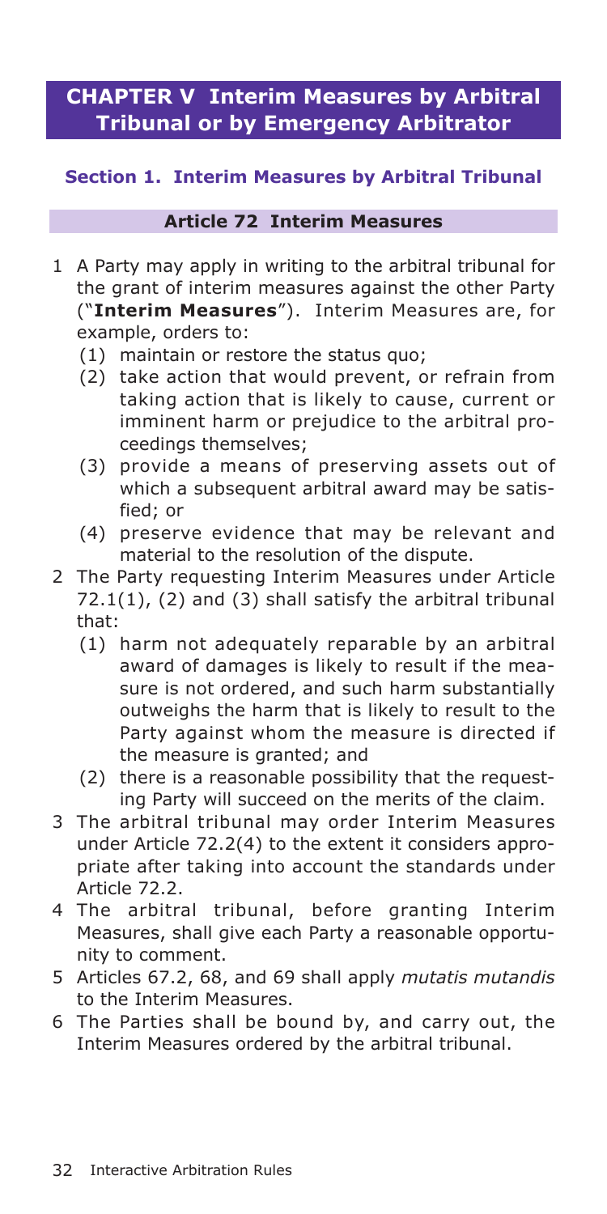# CHAPTER V Interim Measures by Arbitral Tribunal or by Emergency Arbitrator

## Section 1. Interim Measures by Arbitral Tribunal

### Article 72 Interim Measures

1 A Party may apply in writing to the arbitral tribunal for the grant of interim measures against the other Party ("**Interim Measures**"). Interim Measures are, for example, orders to:
   (1) maintain or restore the status quo;
   (2) take action that would prevent, or refrain from taking action that is likely to cause, current or imminent harm or prejudice to the arbitral proceedings themselves;
   (3) provide a means of preserving assets out of which a subsequent arbitral award may be satisfied; or
   (4) preserve evidence that may be relevant and material to the resolution of the dispute.

2 The Party requesting Interim Measures under Article 72.1(1), (2) and (3) shall satisfy the arbitral tribunal that:
   (1) harm not adequately reparable by an arbitral award of damages is likely to result if the measure is not ordered, and such harm substantially outweighs the harm that is likely to result to the Party against whom the measure is directed if the measure is granted; and
   (2) there is a reasonable possibility that the requesting Party will succeed on the merits of the claim.

3 The arbitral tribunal may order Interim Measures under Article 72.2(4) to the extent it considers appropriate after taking into account the standards under Article 72.2.

4 The arbitral tribunal, before granting Interim Measures, shall give each Party a reasonable opportunity to comment.

5 Articles 67.2, 68, and 69 shall apply *mutatis mutandis* to the Interim Measures.

6 The Parties shall be bound by, and carry out, the Interim Measures ordered by the arbitral tribunal.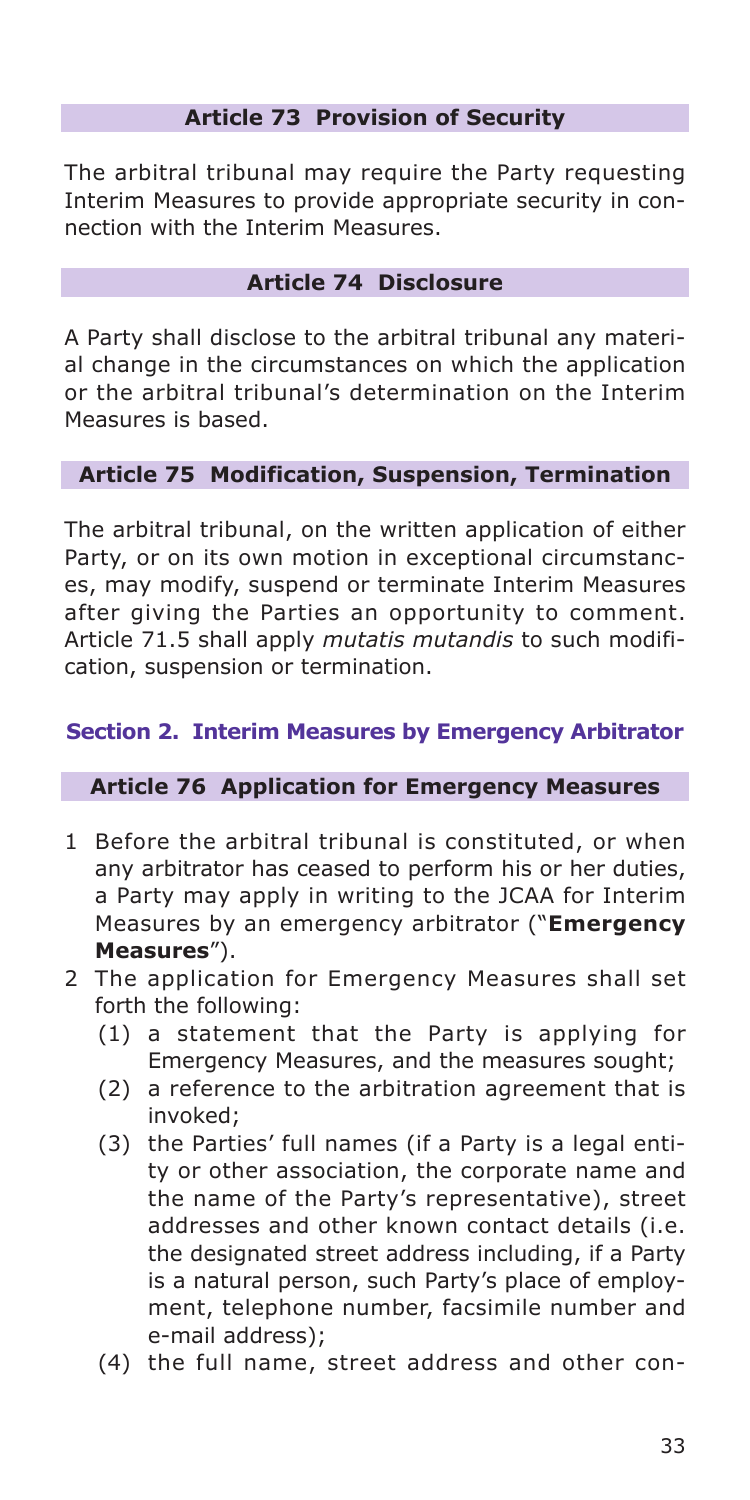### Article 73 Provision of Security

The arbitral tribunal may require the Party requesting Interim Measures to provide appropriate security in connection with the Interim Measures.

### Article 74 Disclosure

A Party shall disclose to the arbitral tribunal any material change in the circumstances on which the application or the arbitral tribunal's determination on the Interim Measures is based.

### Article 75 Modification, Suspension, Termination

The arbitral tribunal, on the written application of either Party, or on its own motion in exceptional circumstances, may modify, suspend or terminate Interim Measures after giving the Parties an opportunity to comment. Article 71.5 shall apply *mutatis mutandis* to such modification, suspension or termination.

## Section 2. Interim Measures by Emergency Arbitrator

### Article 76 Application for Emergency Measures

1 Before the arbitral tribunal is constituted, or when any arbitrator has ceased to perform his or her duties, a Party may apply in writing to the JCAA for Interim Measures by an emergency arbitrator ("**Emergency Measures**").
2 The application for Emergency Measures shall set forth the following:
   (1) a statement that the Party is applying for Emergency Measures, and the measures sought;
   (2) a reference to the arbitration agreement that is invoked;
   (3) the Parties' full names (if a Party is a legal entity or other association, the corporate name and the name of the Party's representative), street addresses and other known contact details (i.e. the designated street address including, if a Party is a natural person, such Party's place of employment, telephone number, facsimile number and e-mail address);
   (4) the full name, street address and other con-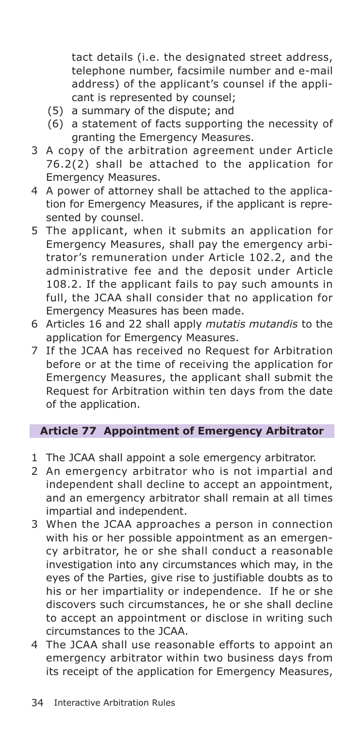tact details (i.e. the designated street address, telephone number, facsimile number and e-mail address) of the applicant's counsel if the applicant is represented by counsel;

(5) a summary of the dispute; and

(6) a statement of facts supporting the necessity of granting the Emergency Measures.

3 A copy of the arbitration agreement under Article 76.2(2) shall be attached to the application for Emergency Measures.

4 A power of attorney shall be attached to the application for Emergency Measures, if the applicant is represented by counsel.

5 The applicant, when it submits an application for Emergency Measures, shall pay the emergency arbitrator's remuneration under Article 102.2, and the administrative fee and the deposit under Article 108.2. If the applicant fails to pay such amounts in full, the JCAA shall consider that no application for Emergency Measures has been made.

6 Articles 16 and 22 shall apply *mutatis mutandis* to the application for Emergency Measures.

7 If the JCAA has received no Request for Arbitration before or at the time of receiving the application for Emergency Measures, the applicant shall submit the Request for Arbitration within ten days from the date of the application.

### Article 77 Appointment of Emergency Arbitrator

1 The JCAA shall appoint a sole emergency arbitrator.

2 An emergency arbitrator who is not impartial and independent shall decline to accept an appointment, and an emergency arbitrator shall remain at all times impartial and independent.

3 When the JCAA approaches a person in connection with his or her possible appointment as an emergency arbitrator, he or she shall conduct a reasonable investigation into any circumstances which may, in the eyes of the Parties, give rise to justifiable doubts as to his or her impartiality or independence. If he or she discovers such circumstances, he or she shall decline to accept an appointment or disclose in writing such circumstances to the JCAA.

4 The JCAA shall use reasonable efforts to appoint an emergency arbitrator within two business days from its receipt of the application for Emergency Measures,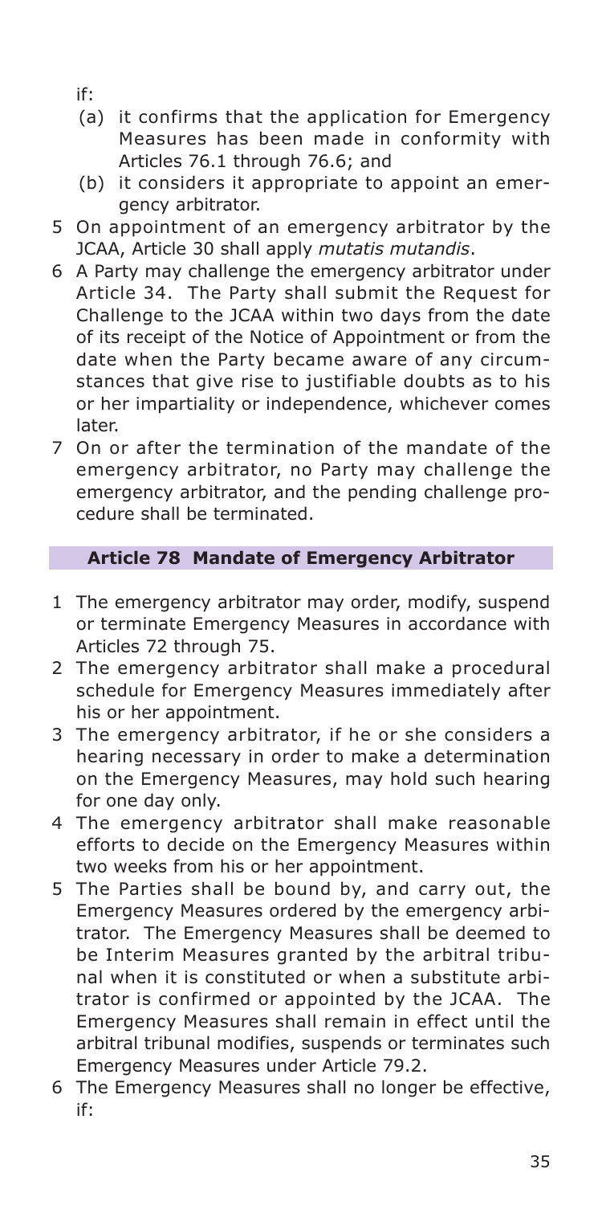if:

(a) it confirms that the application for Emergency Measures has been made in conformity with Articles 76.1 through 76.6; and

(b) it considers it appropriate to appoint an emergency arbitrator.

5 On appointment of an emergency arbitrator by the JCAA, Article 30 shall apply *mutatis mutandis*.

6 A Party may challenge the emergency arbitrator under Article 34. The Party shall submit the Request for Challenge to the JCAA within two days from the date of its receipt of the Notice of Appointment or from the date when the Party became aware of any circumstances that give rise to justifiable doubts as to his or her impartiality or independence, whichever comes later.

7 On or after the termination of the mandate of the emergency arbitrator, no Party may challenge the emergency arbitrator, and the pending challenge procedure shall be terminated.

## Article 78 Mandate of Emergency Arbitrator

1 The emergency arbitrator may order, modify, suspend or terminate Emergency Measures in accordance with Articles 72 through 75.

2 The emergency arbitrator shall make a procedural schedule for Emergency Measures immediately after his or her appointment.

3 The emergency arbitrator, if he or she considers a hearing necessary in order to make a determination on the Emergency Measures, may hold such hearing for one day only.

4 The emergency arbitrator shall make reasonable efforts to decide on the Emergency Measures within two weeks from his or her appointment.

5 The Parties shall be bound by, and carry out, the Emergency Measures ordered by the emergency arbitrator. The Emergency Measures shall be deemed to be Interim Measures granted by the arbitral tribunal when it is constituted or when a substitute arbitrator is confirmed or appointed by the JCAA. The Emergency Measures shall remain in effect until the arbitral tribunal modifies, suspends or terminates such Emergency Measures under Article 79.2.

6 The Emergency Measures shall no longer be effective, if: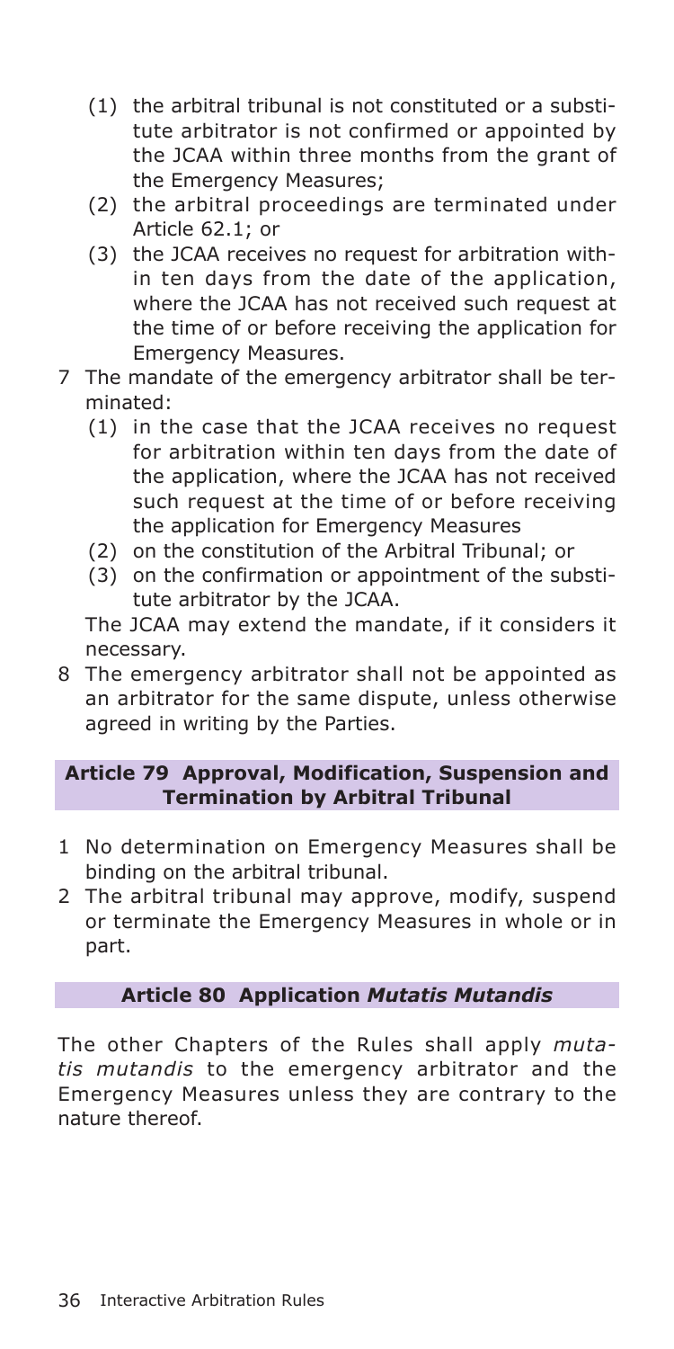(1) the arbitral tribunal is not constituted or a substitute arbitrator is not confirmed or appointed by the JCAA within three months from the grant of the Emergency Measures;
(2) the arbitral proceedings are terminated under Article 62.1; or
(3) the JCAA receives no request for arbitration within ten days from the date of the application, where the JCAA has not received such request at the time of or before receiving the application for Emergency Measures.

7 The mandate of the emergency arbitrator shall be terminated:
(1) in the case that the JCAA receives no request for arbitration within ten days from the date of the application, where the JCAA has not received such request at the time of or before receiving the application for Emergency Measures
(2) on the constitution of the Arbitral Tribunal; or
(3) on the confirmation or appointment of the substitute arbitrator by the JCAA.

The JCAA may extend the mandate, if it considers it necessary.

8 The emergency arbitrator shall not be appointed as an arbitrator for the same dispute, unless otherwise agreed in writing by the Parties.

## Article 79 Approval, Modification, Suspension and Termination by Arbitral Tribunal

1 No determination on Emergency Measures shall be binding on the arbitral tribunal.

2 The arbitral tribunal may approve, modify, suspend or terminate the Emergency Measures in whole or in part.

## Article 80 Application *Mutatis Mutandis*

The other Chapters of the Rules shall apply *mutatis mutandis* to the emergency arbitrator and the Emergency Measures unless they are contrary to the nature thereof.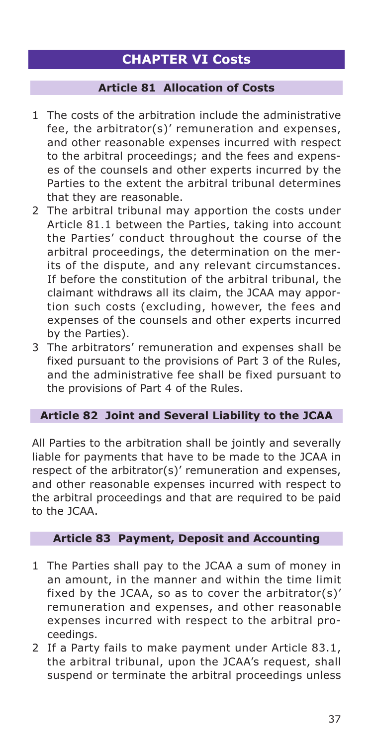# CHAPTER VI Costs

## Article 81 Allocation of Costs

1 The costs of the arbitration include the administrative fee, the arbitrator(s)' remuneration and expenses, and other reasonable expenses incurred with respect to the arbitral proceedings; and the fees and expenses of the counsels and other experts incurred by the Parties to the extent the arbitral tribunal determines that they are reasonable.

2 The arbitral tribunal may apportion the costs under Article 81.1 between the Parties, taking into account the Parties' conduct throughout the course of the arbitral proceedings, the determination on the merits of the dispute, and any relevant circumstances. If before the constitution of the arbitral tribunal, the claimant withdraws all its claim, the JCAA may apportion such costs (excluding, however, the fees and expenses of the counsels and other experts incurred by the Parties).

3 The arbitrators' remuneration and expenses shall be fixed pursuant to the provisions of Part 3 of the Rules, and the administrative fee shall be fixed pursuant to the provisions of Part 4 of the Rules.

## Article 82 Joint and Several Liability to the JCAA

All Parties to the arbitration shall be jointly and severally liable for payments that have to be made to the JCAA in respect of the arbitrator(s)' remuneration and expenses, and other reasonable expenses incurred with respect to the arbitral proceedings and that are required to be paid to the JCAA.

## Article 83 Payment, Deposit and Accounting

1 The Parties shall pay to the JCAA a sum of money in an amount, in the manner and within the time limit fixed by the JCAA, so as to cover the arbitrator(s)' remuneration and expenses, and other reasonable expenses incurred with respect to the arbitral proceedings.

2 If a Party fails to make payment under Article 83.1, the arbitral tribunal, upon the JCAA's request, shall suspend or terminate the arbitral proceedings unless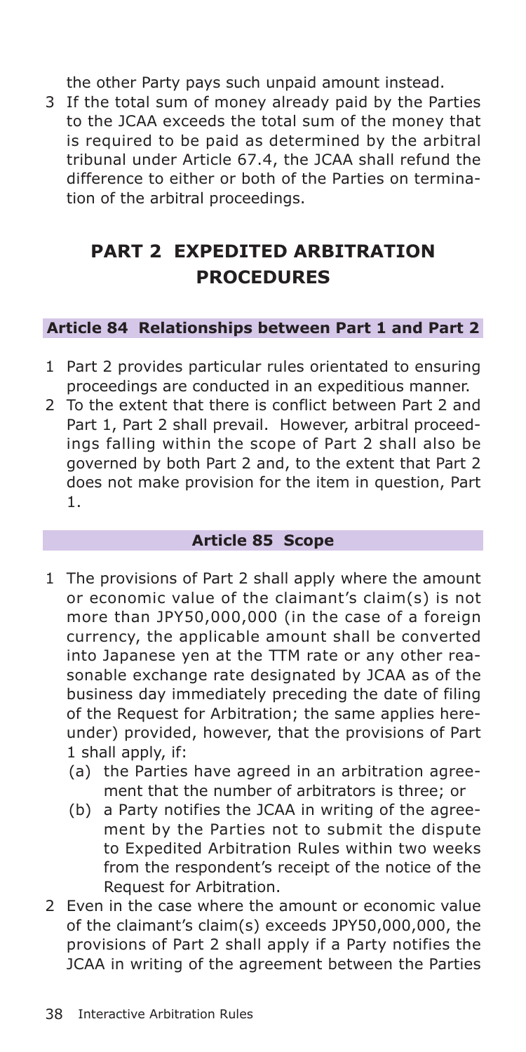the other Party pays such unpaid amount instead.

3 If the total sum of money already paid by the Parties to the JCAA exceeds the total sum of the money that is required to be paid as determined by the arbitral tribunal under Article 67.4, the JCAA shall refund the difference to either or both of the Parties on termination of the arbitral proceedings.

# PART 2 EXPEDITED ARBITRATION PROCEDURES

### Article 84 Relationships between Part 1 and Part 2

1 Part 2 provides particular rules orientated to ensuring proceedings are conducted in an expeditious manner.

2 To the extent that there is conflict between Part 2 and Part 1, Part 2 shall prevail. However, arbitral proceedings falling within the scope of Part 2 shall also be governed by both Part 2 and, to the extent that Part 2 does not make provision for the item in question, Part 1.

### Article 85 Scope

1 The provisions of Part 2 shall apply where the amount or economic value of the claimant's claim(s) is not more than JPY50,000,000 (in the case of a foreign currency, the applicable amount shall be converted into Japanese yen at the TTM rate or any other reasonable exchange rate designated by JCAA as of the business day immediately preceding the date of filing of the Request for Arbitration; the same applies hereunder) provided, however, that the provisions of Part 1 shall apply, if:

   (a) the Parties have agreed in an arbitration agreement that the number of arbitrators is three; or

   (b) a Party notifies the JCAA in writing of the agreement by the Parties not to submit the dispute to Expedited Arbitration Rules within two weeks from the respondent's receipt of the notice of the Request for Arbitration.

2 Even in the case where the amount or economic value of the claimant's claim(s) exceeds JPY50,000,000, the provisions of Part 2 shall apply if a Party notifies the JCAA in writing of the agreement between the Parties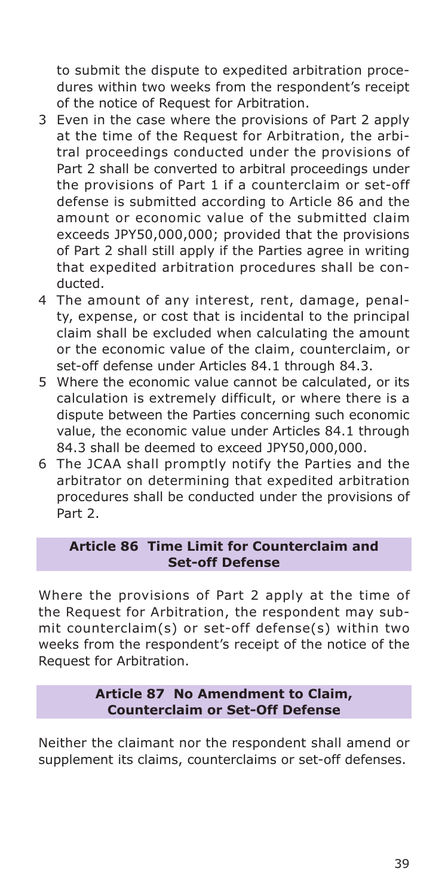to submit the dispute to expedited arbitration procedures within two weeks from the respondent's receipt of the notice of Request for Arbitration.

3 Even in the case where the provisions of Part 2 apply at the time of the Request for Arbitration, the arbitral proceedings conducted under the provisions of Part 2 shall be converted to arbitral proceedings under the provisions of Part 1 if a counterclaim or set-off defense is submitted according to Article 86 and the amount or economic value of the submitted claim exceeds JPY50,000,000; provided that the provisions of Part 2 shall still apply if the Parties agree in writing that expedited arbitration procedures shall be conducted.

4 The amount of any interest, rent, damage, penalty, expense, or cost that is incidental to the principal claim shall be excluded when calculating the amount or the economic value of the claim, counterclaim, or set-off defense under Articles 84.1 through 84.3.

5 Where the economic value cannot be calculated, or its calculation is extremely difficult, or where there is a dispute between the Parties concerning such economic value, the economic value under Articles 84.1 through 84.3 shall be deemed to exceed JPY50,000,000.

6 The JCAA shall promptly notify the Parties and the arbitrator on determining that expedited arbitration procedures shall be conducted under the provisions of Part 2.

### Article 86 Time Limit for Counterclaim and Set-off Defense

Where the provisions of Part 2 apply at the time of the Request for Arbitration, the respondent may submit counterclaim(s) or set-off defense(s) within two weeks from the respondent's receipt of the notice of the Request for Arbitration.

### Article 87 No Amendment to Claim, Counterclaim or Set-Off Defense

Neither the claimant nor the respondent shall amend or supplement its claims, counterclaims or set-off defenses.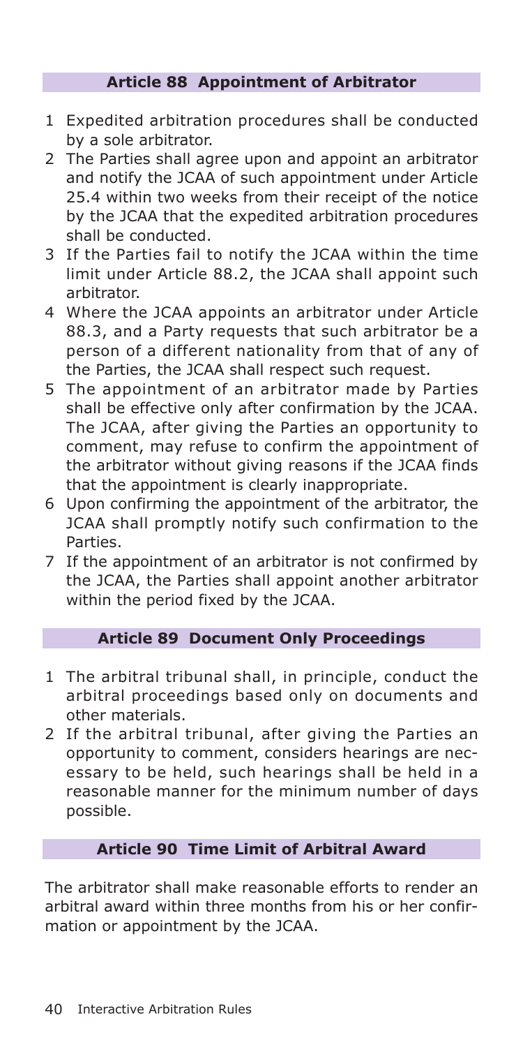### Article 88 Appointment of Arbitrator

1. Expedited arbitration procedures shall be conducted by a sole arbitrator.
2. The Parties shall agree upon and appoint an arbitrator and notify the JCAA of such appointment under Article 25.4 within two weeks from their receipt of the notice by the JCAA that the expedited arbitration procedures shall be conducted.
3. If the Parties fail to notify the JCAA within the time limit under Article 88.2, the JCAA shall appoint such arbitrator.
4. Where the JCAA appoints an arbitrator under Article 88.3, and a Party requests that such arbitrator be a person of a different nationality from that of any of the Parties, the JCAA shall respect such request.
5. The appointment of an arbitrator made by Parties shall be effective only after confirmation by the JCAA. The JCAA, after giving the Parties an opportunity to comment, may refuse to confirm the appointment of the arbitrator without giving reasons if the JCAA finds that the appointment is clearly inappropriate.
6. Upon confirming the appointment of the arbitrator, the JCAA shall promptly notify such confirmation to the Parties.
7. If the appointment of an arbitrator is not confirmed by the JCAA, the Parties shall appoint another arbitrator within the period fixed by the JCAA.

### Article 89 Document Only Proceedings

1. The arbitral tribunal shall, in principle, conduct the arbitral proceedings based only on documents and other materials.
2. If the arbitral tribunal, after giving the Parties an opportunity to comment, considers hearings are necessary to be held, such hearings shall be held in a reasonable manner for the minimum number of days possible.

### Article 90 Time Limit of Arbitral Award

The arbitrator shall make reasonable efforts to render an arbitral award within three months from his or her confirmation or appointment by the JCAA.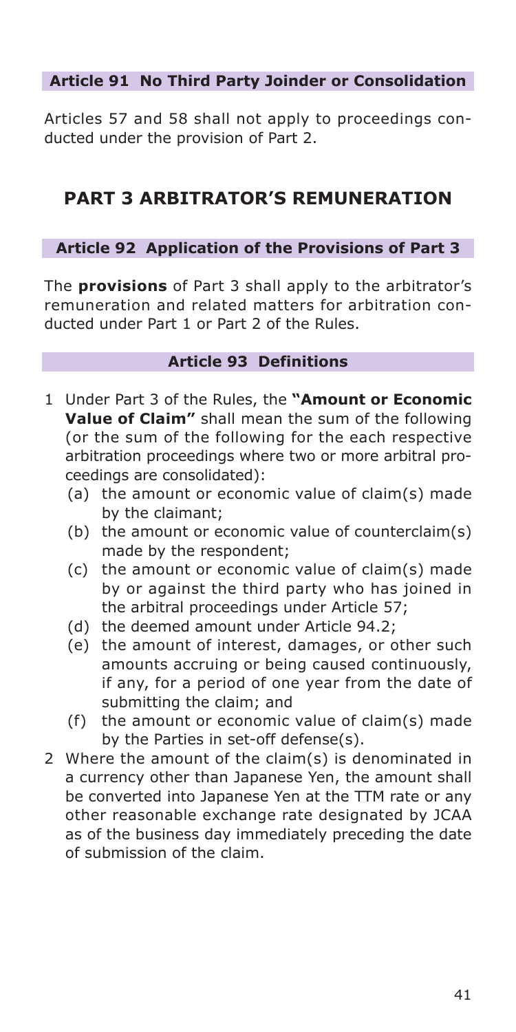### Article 91 No Third Party Joinder or Consolidation

Articles 57 and 58 shall not apply to proceedings conducted under the provision of Part 2.

## PART 3 ARBITRATOR'S REMUNERATION

### Article 92 Application of the Provisions of Part 3

The **provisions** of Part 3 shall apply to the arbitrator's remuneration and related matters for arbitration conducted under Part 1 or Part 2 of the Rules.

### Article 93 Definitions

1 Under Part 3 of the Rules, the **"Amount or Economic Value of Claim"** shall mean the sum of the following (or the sum of the following for the each respective arbitration proceedings where two or more arbitral proceedings are consolidated):
   - (a) the amount or economic value of claim(s) made by the claimant;
   - (b) the amount or economic value of counterclaim(s) made by the respondent;
   - (c) the amount or economic value of claim(s) made by or against the third party who has joined in the arbitral proceedings under Article 57;
   - (d) the deemed amount under Article 94.2;
   - (e) the amount of interest, damages, or other such amounts accruing or being caused continuously, if any, for a period of one year from the date of submitting the claim; and
   - (f) the amount or economic value of claim(s) made by the Parties in set-off defense(s).

2 Where the amount of the claim(s) is denominated in a currency other than Japanese Yen, the amount shall be converted into Japanese Yen at the TTM rate or any other reasonable exchange rate designated by JCAA as of the business day immediately preceding the date of submission of the claim.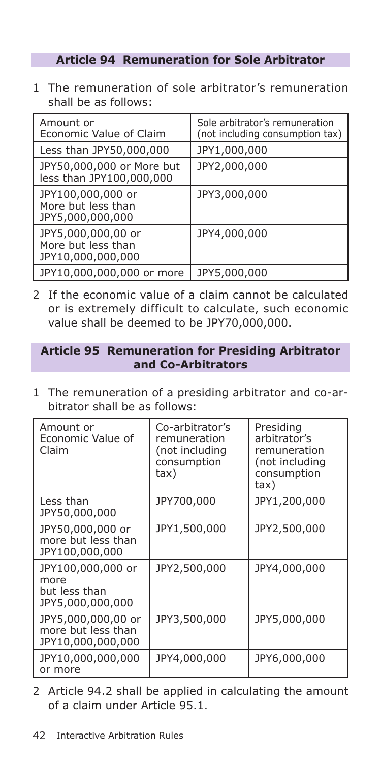## Article 94 Remuneration for Sole Arbitrator

1 The remuneration of sole arbitrator's remuneration shall be as follows:

| Amount or Economic Value of Claim | Sole arbitrator's remuneration (not including consumption tax) |
|---|---|
| Less than JPY50,000,000 | JPY1,000,000 |
| JPY50,000,000 or More but less than JPY100,000,000 | JPY2,000,000 |
| JPY100,000,000 or More but less than JPY5,000,000,000 | JPY3,000,000 |
| JPY5,000,000,00 or More but less than JPY10,000,000,000 | JPY4,000,000 |
| JPY10,000,000,000 or more | JPY5,000,000 |

2 If the economic value of a claim cannot be calculated or is extremely difficult to calculate, such economic value shall be deemed to be JPY70,000,000.

## Article 95 Remuneration for Presiding Arbitrator and Co-Arbitrators

1 The remuneration of a presiding arbitrator and co-arbitrator shall be as follows:

| Amount or Economic Value of Claim | Co-arbitrator's remuneration (not including consumption tax) | Presiding arbitrator's remuneration (not including consumption tax) |
|---|---|---|
| Less than JPY50,000,000 | JPY700,000 | JPY1,200,000 |
| JPY50,000,000 or more but less than JPY100,000,000 | JPY1,500,000 | JPY2,500,000 |
| JPY100,000,000 or more but less than JPY5,000,000,000 | JPY2,500,000 | JPY4,000,000 |
| JPY5,000,000,00 or more but less than JPY10,000,000,000 | JPY3,500,000 | JPY5,000,000 |
| JPY10,000,000,000 or more | JPY4,000,000 | JPY6,000,000 |

2 Article 94.2 shall be applied in calculating the amount of a claim under Article 95.1.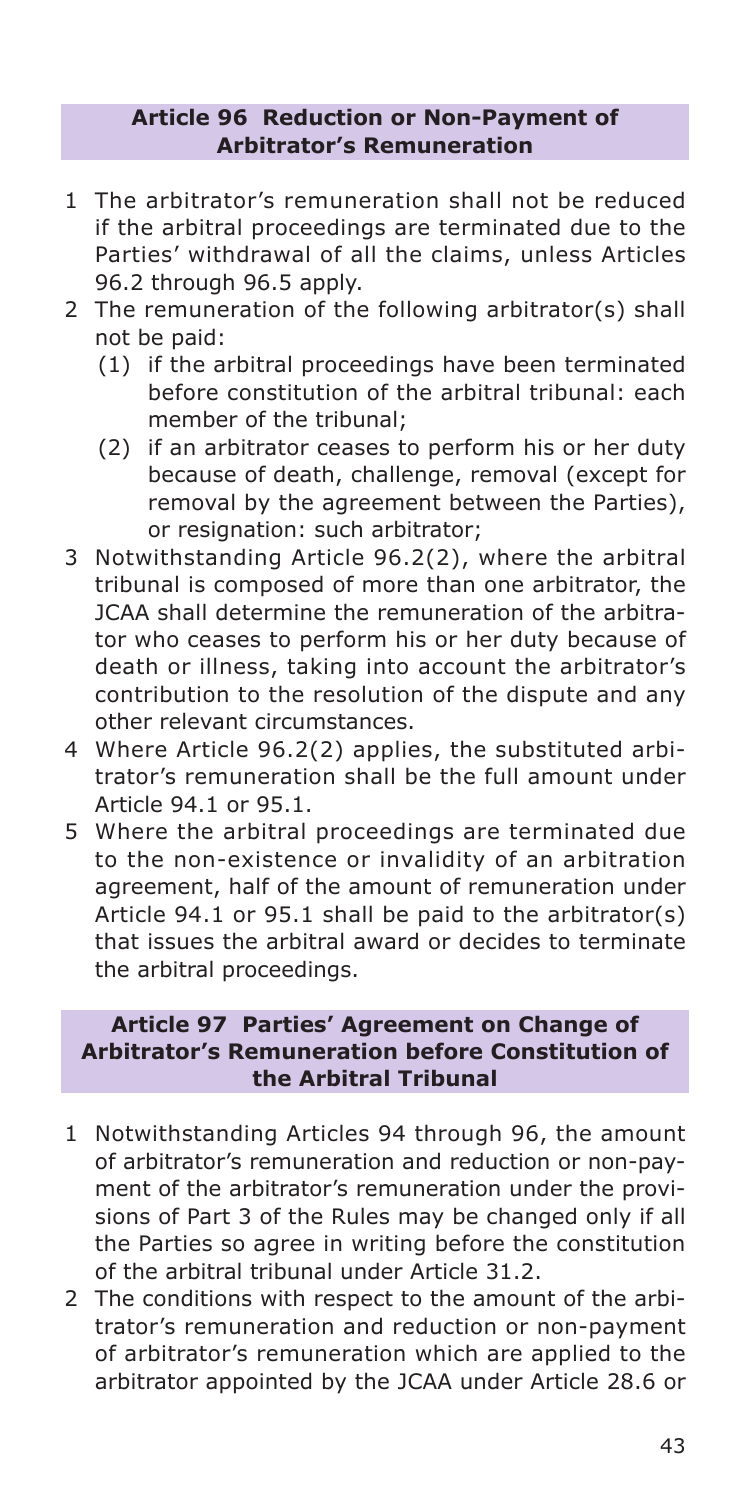### Article 96 Reduction or Non-Payment of Arbitrator's Remuneration

1 The arbitrator's remuneration shall not be reduced if the arbitral proceedings are terminated due to the Parties' withdrawal of all the claims, unless Articles 96.2 through 96.5 apply.

2 The remuneration of the following arbitrator(s) shall not be paid:

   (1) if the arbitral proceedings have been terminated before constitution of the arbitral tribunal: each member of the tribunal;

   (2) if an arbitrator ceases to perform his or her duty because of death, challenge, removal (except for removal by the agreement between the Parties), or resignation: such arbitrator;

3 Notwithstanding Article 96.2(2), where the arbitral tribunal is composed of more than one arbitrator, the JCAA shall determine the remuneration of the arbitrator who ceases to perform his or her duty because of death or illness, taking into account the arbitrator's contribution to the resolution of the dispute and any other relevant circumstances.

4 Where Article 96.2(2) applies, the substituted arbitrator's remuneration shall be the full amount under Article 94.1 or 95.1.

5 Where the arbitral proceedings are terminated due to the non-existence or invalidity of an arbitration agreement, half of the amount of remuneration under Article 94.1 or 95.1 shall be paid to the arbitrator(s) that issues the arbitral award or decides to terminate the arbitral proceedings.

### Article 97 Parties' Agreement on Change of Arbitrator's Remuneration before Constitution of the Arbitral Tribunal

1 Notwithstanding Articles 94 through 96, the amount of arbitrator's remuneration and reduction or non-payment of the arbitrator's remuneration under the provisions of Part 3 of the Rules may be changed only if all the Parties so agree in writing before the constitution of the arbitral tribunal under Article 31.2.

2 The conditions with respect to the amount of the arbitrator's remuneration and reduction or non-payment of arbitrator's remuneration which are applied to the arbitrator appointed by the JCAA under Article 28.6 or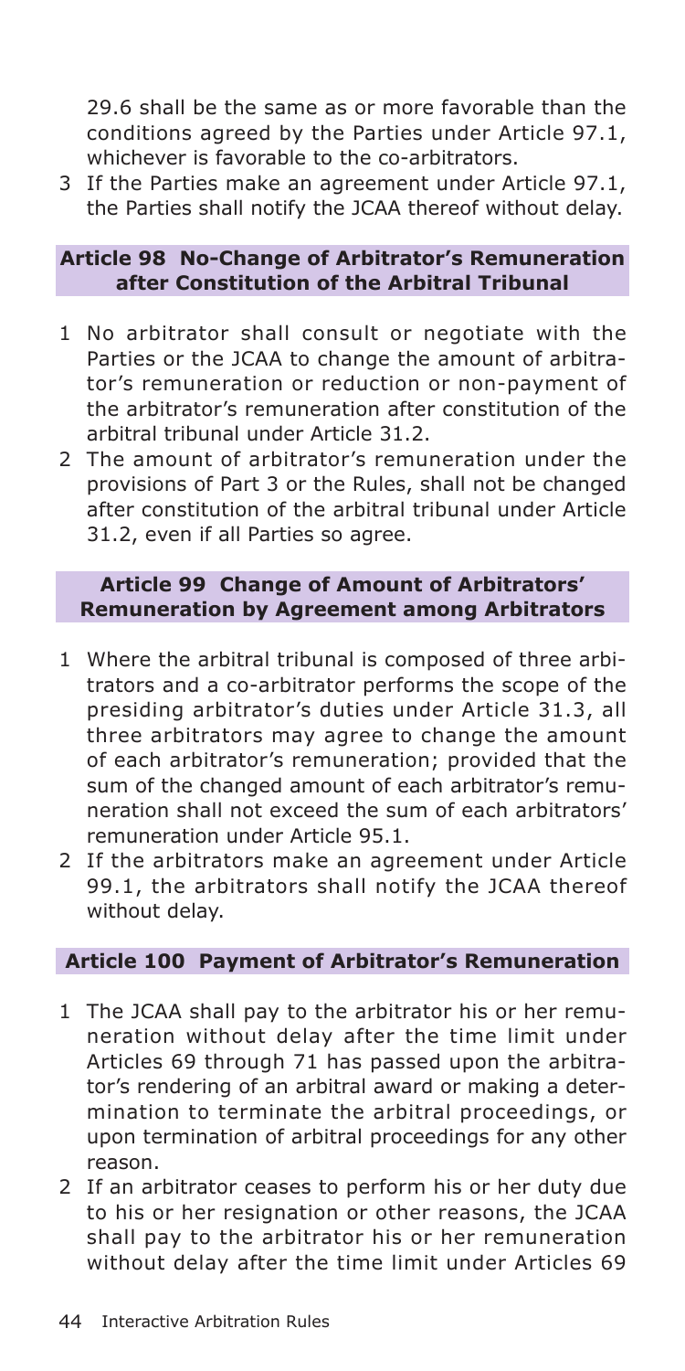29.6 shall be the same as or more favorable than the conditions agreed by the Parties under Article 97.1, whichever is favorable to the co-arbitrators.

3 If the Parties make an agreement under Article 97.1, the Parties shall notify the JCAA thereof without delay.

## Article 98 No-Change of Arbitrator's Remuneration after Constitution of the Arbitral Tribunal

1 No arbitrator shall consult or negotiate with the Parties or the JCAA to change the amount of arbitrator's remuneration or reduction or non-payment of the arbitrator's remuneration after constitution of the arbitral tribunal under Article 31.2.

2 The amount of arbitrator's remuneration under the provisions of Part 3 or the Rules, shall not be changed after constitution of the arbitral tribunal under Article 31.2, even if all Parties so agree.

## Article 99 Change of Amount of Arbitrators' Remuneration by Agreement among Arbitrators

1 Where the arbitral tribunal is composed of three arbitrators and a co-arbitrator performs the scope of the presiding arbitrator's duties under Article 31.3, all three arbitrators may agree to change the amount of each arbitrator's remuneration; provided that the sum of the changed amount of each arbitrator's remuneration shall not exceed the sum of each arbitrators' remuneration under Article 95.1.

2 If the arbitrators make an agreement under Article 99.1, the arbitrators shall notify the JCAA thereof without delay.

## Article 100 Payment of Arbitrator's Remuneration

1 The JCAA shall pay to the arbitrator his or her remuneration without delay after the time limit under Articles 69 through 71 has passed upon the arbitrator's rendering of an arbitral award or making a determination to terminate the arbitral proceedings, or upon termination of arbitral proceedings for any other reason.

2 If an arbitrator ceases to perform his or her duty due to his or her resignation or other reasons, the JCAA shall pay to the arbitrator his or her remuneration without delay after the time limit under Articles 69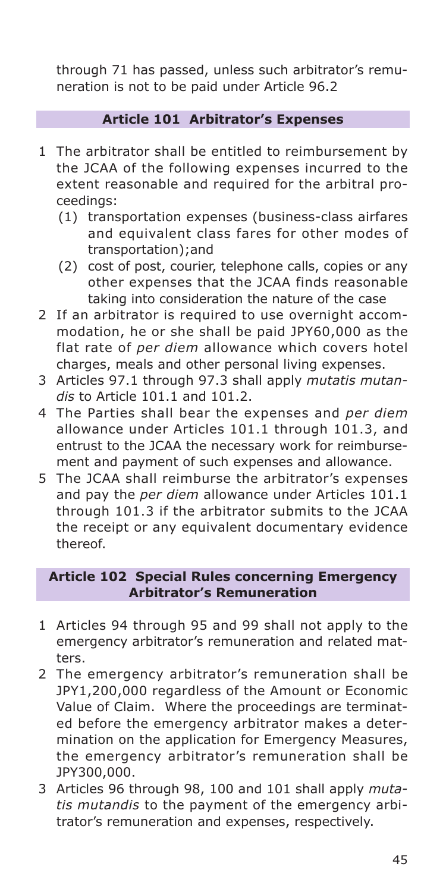through 71 has passed, unless such arbitrator's remuneration is not to be paid under Article 96.2

### Article 101 Arbitrator's Expenses

1 The arbitrator shall be entitled to reimbursement by the JCAA of the following expenses incurred to the extent reasonable and required for the arbitral proceedings:
   (1) transportation expenses (business-class airfares and equivalent class fares for other modes of transportation);and
   (2) cost of post, courier, telephone calls, copies or any other expenses that the JCAA finds reasonable taking into consideration the nature of the case
2 If an arbitrator is required to use overnight accommodation, he or she shall be paid JPY60,000 as the flat rate of *per diem* allowance which covers hotel charges, meals and other personal living expenses.
3 Articles 97.1 through 97.3 shall apply *mutatis mutandis* to Article 101.1 and 101.2.
4 The Parties shall bear the expenses and *per diem* allowance under Articles 101.1 through 101.3, and entrust to the JCAA the necessary work for reimbursement and payment of such expenses and allowance.
5 The JCAA shall reimburse the arbitrator's expenses and pay the *per diem* allowance under Articles 101.1 through 101.3 if the arbitrator submits to the JCAA the receipt or any equivalent documentary evidence thereof.

### Article 102 Special Rules concerning Emergency Arbitrator's Remuneration

1 Articles 94 through 95 and 99 shall not apply to the emergency arbitrator's remuneration and related matters.
2 The emergency arbitrator's remuneration shall be JPY1,200,000 regardless of the Amount or Economic Value of Claim. Where the proceedings are terminated before the emergency arbitrator makes a determination on the application for Emergency Measures, the emergency arbitrator's remuneration shall be JPY300,000.
3 Articles 96 through 98, 100 and 101 shall apply *mutatis mutandis* to the payment of the emergency arbitrator's remuneration and expenses, respectively.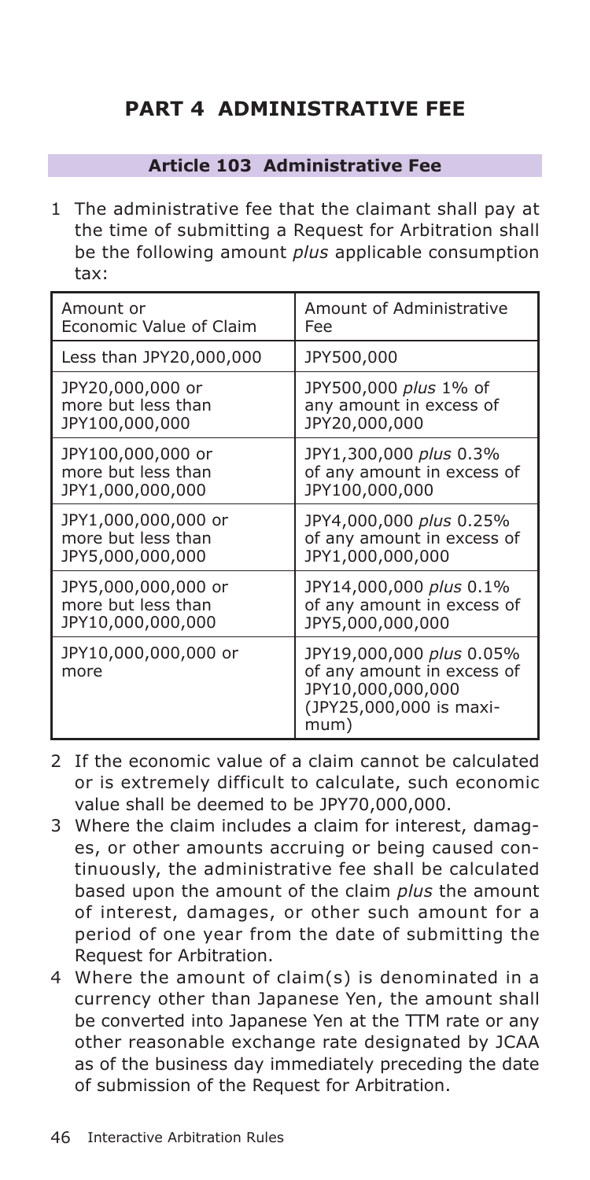# PART 4 ADMINISTRATIVE FEE

## Article 103 Administrative Fee

1 The administrative fee that the claimant shall pay at the time of submitting a Request for Arbitration shall be the following amount *plus* applicable consumption tax:

| Amount or Economic Value of Claim | Amount of Administrative Fee |
|---|---|
| Less than JPY20,000,000 | JPY500,000 |
| JPY20,000,000 or more but less than JPY100,000,000 | JPY500,000 *plus* 1% of any amount in excess of JPY20,000,000 |
| JPY100,000,000 or more but less than JPY1,000,000,000 | JPY1,300,000 *plus* 0.3% of any amount in excess of JPY100,000,000 |
| JPY1,000,000,000 or more but less than JPY5,000,000,000 | JPY4,000,000 *plus* 0.25% of any amount in excess of JPY1,000,000,000 |
| JPY5,000,000,000 or more but less than JPY10,000,000,000 | JPY14,000,000 *plus* 0.1% of any amount in excess of JPY5,000,000,000 |
| JPY10,000,000,000 or more | JPY19,000,000 *plus* 0.05% of any amount in excess of JPY10,000,000,000 (JPY25,000,000 is maximum) |

2 If the economic value of a claim cannot be calculated or is extremely difficult to calculate, such economic value shall be deemed to be JPY70,000,000.

3 Where the claim includes a claim for interest, damages, or other amounts accruing or being caused continuously, the administrative fee shall be calculated based upon the amount of the claim *plus* the amount of interest, damages, or other such amount for a period of one year from the date of submitting the Request for Arbitration.

4 Where the amount of claim(s) is denominated in a currency other than Japanese Yen, the amount shall be converted into Japanese Yen at the TTM rate or any other reasonable exchange rate designated by JCAA as of the business day immediately preceding the date of submission of the Request for Arbitration.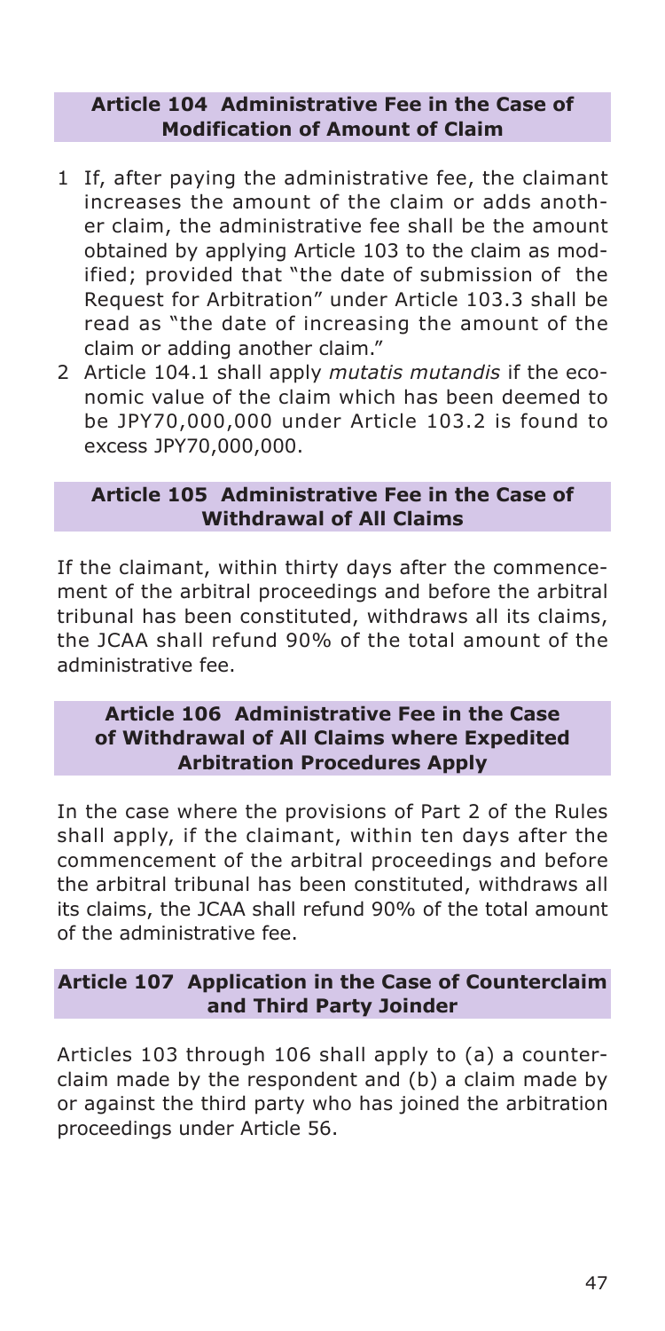### Article 104 Administrative Fee in the Case of Modification of Amount of Claim

1. If, after paying the administrative fee, the claimant increases the amount of the claim or adds another claim, the administrative fee shall be the amount obtained by applying Article 103 to the claim as modified; provided that "the date of submission of the Request for Arbitration" under Article 103.3 shall be read as "the date of increasing the amount of the claim or adding another claim."
2. Article 104.1 shall apply *mutatis mutandis* if the economic value of the claim which has been deemed to be JPY70,000,000 under Article 103.2 is found to excess JPY70,000,000.

### Article 105 Administrative Fee in the Case of Withdrawal of All Claims

If the claimant, within thirty days after the commencement of the arbitral proceedings and before the arbitral tribunal has been constituted, withdraws all its claims, the JCAA shall refund 90% of the total amount of the administrative fee.

### Article 106 Administrative Fee in the Case of Withdrawal of All Claims where Expedited Arbitration Procedures Apply

In the case where the provisions of Part 2 of the Rules shall apply, if the claimant, within ten days after the commencement of the arbitral proceedings and before the arbitral tribunal has been constituted, withdraws all its claims, the JCAA shall refund 90% of the total amount of the administrative fee.

### Article 107 Application in the Case of Counterclaim and Third Party Joinder

Articles 103 through 106 shall apply to (a) a counterclaim made by the respondent and (b) a claim made by or against the third party who has joined the arbitration proceedings under Article 56.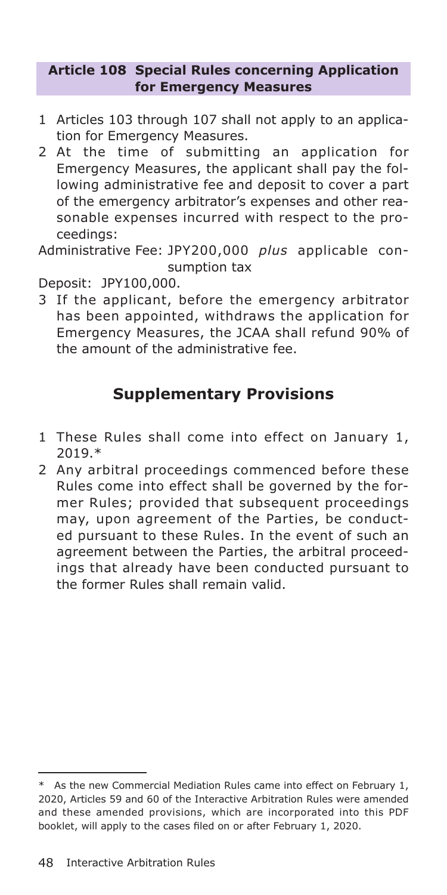### Article 108 Special Rules concerning Application for Emergency Measures

1 Articles 103 through 107 shall not apply to an application for Emergency Measures.

2 At the time of submitting an application for Emergency Measures, the applicant shall pay the following administrative fee and deposit to cover a part of the emergency arbitrator's expenses and other reasonable expenses incurred with respect to the proceedings:

Administrative Fee: JPY200,000 *plus* applicable consumption tax

Deposit: JPY100,000.

3 If the applicant, before the emergency arbitrator has been appointed, withdraws the application for Emergency Measures, the JCAA shall refund 90% of the amount of the administrative fee.

## Supplementary Provisions

1 These Rules shall come into effect on January 1, 2019.*

2 Any arbitral proceedings commenced before these Rules come into effect shall be governed by the former Rules; provided that subsequent proceedings may, upon agreement of the Parties, be conducted pursuant to these Rules. In the event of such an agreement between the Parties, the arbitral proceedings that already have been conducted pursuant to the former Rules shall remain valid.

---

* As the new Commercial Mediation Rules came into effect on February 1, 2020, Articles 59 and 60 of the Interactive Arbitration Rules were amended and these amended provisions, which are incorporated into this PDF booklet, will apply to the cases filed on or after February 1, 2020.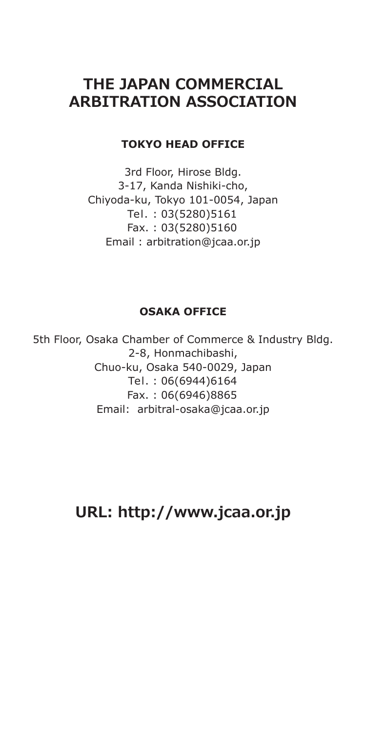# THE JAPAN COMMERCIAL ARBITRATION ASSOCIATION

## TOKYO HEAD OFFICE

3rd Floor, Hirose Bldg.
3-17, Kanda Nishiki-cho,
Chiyoda-ku, Tokyo 101-0054, Japan
Tel. : 03(5280)5161
Fax. : 03(5280)5160
Email : arbitration@jcaa.or.jp

## OSAKA OFFICE

5th Floor, Osaka Chamber of Commerce & Industry Bldg.
2-8, Honmachibashi,
Chuo-ku, Osaka 540-0029, Japan
Tel. : 06(6944)6164
Fax. : 06(6946)8865
Email: arbitral-osaka@jcaa.or.jp

## URL: http://www.jcaa.or.jp